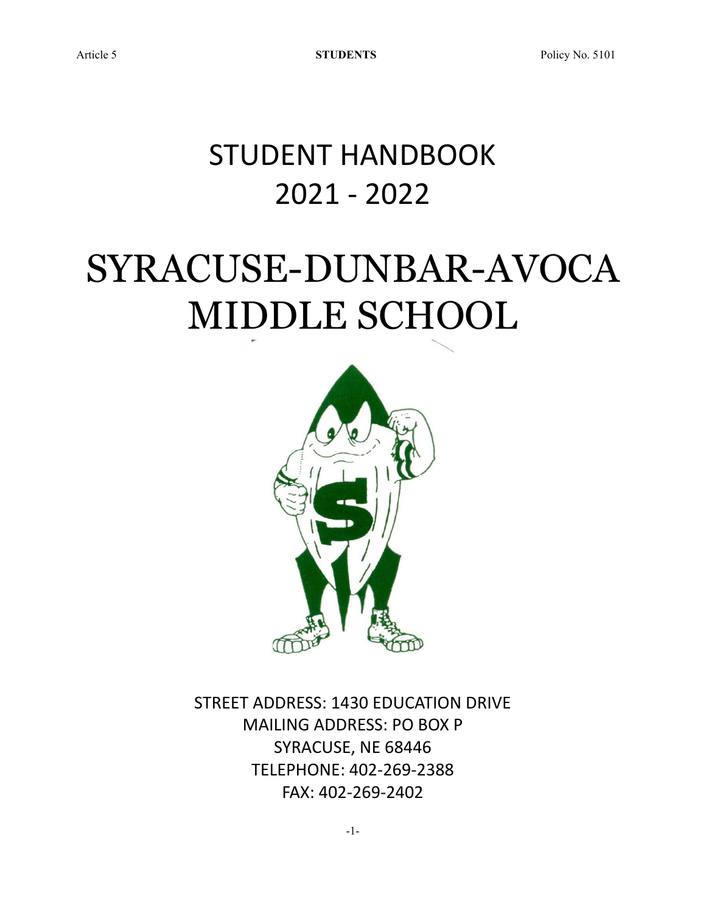# STUDENT HANDBOOK
# 2021 - 2022

# SYRACUSE-DUNBAR-AVOCA MIDDLE SCHOOL

STREET ADDRESS: 1430 EDUCATION DRIVE
MAILING ADDRESS: PO BOX P
SYRACUSE, NE 68446
TELEPHONE: 402-269-2388
FAX: 402-269-2402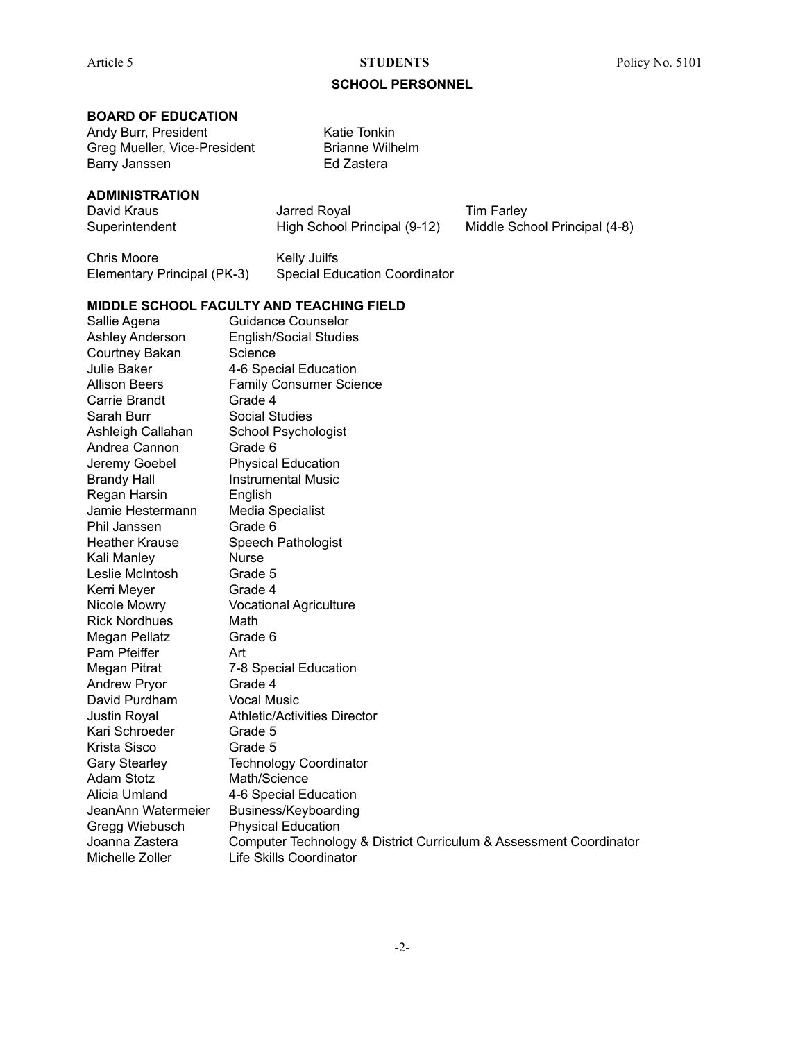## SCHOOL PERSONNEL

### BOARD OF EDUCATION

Andy Burr, President
Greg Mueller, Vice-President
Barry Janssen
Katie Tonkin
Brianne Wilhelm
Ed Zastera

### ADMINISTRATION

| Name | Position |
|---|---|
| David Kraus | Superintendent |
| Jarred Royal | High School Principal (9-12) |
| Tim Farley | Middle School Principal (4-8) |
| Chris Moore | Elementary Principal (PK-3) |
| Kelly Juilfs | Special Education Coordinator |

### MIDDLE SCHOOL FACULTY AND TEACHING FIELD

| Name | Teaching Field |
|---|---|
| Sallie Agena | Guidance Counselor |
| Ashley Anderson | English/Social Studies |
| Courtney Bakan | Science |
| Julie Baker | 4-6 Special Education |
| Allison Beers | Family Consumer Science |
| Carrie Brandt | Grade 4 |
| Sarah Burr | Social Studies |
| Ashleigh Callahan | School Psychologist |
| Andrea Cannon | Grade 6 |
| Jeremy Goebel | Physical Education |
| Brandy Hall | Instrumental Music |
| Regan Harsin | English |
| Jamie Hestermann | Media Specialist |
| Phil Janssen | Grade 6 |
| Heather Krause | Speech Pathologist |
| Kali Manley | Nurse |
| Leslie McIntosh | Grade 5 |
| Kerri Meyer | Grade 4 |
| Nicole Mowry | Vocational Agriculture |
| Rick Nordhues | Math |
| Megan Pellatz | Grade 6 |
| Pam Pfeiffer | Art |
| Megan Pitrat | 7-8 Special Education |
| Andrew Pryor | Grade 4 |
| David Purdham | Vocal Music |
| Justin Royal | Athletic/Activities Director |
| Kari Schroeder | Grade 5 |
| Krista Sisco | Grade 5 |
| Gary Stearley | Technology Coordinator |
| Adam Stotz | Math/Science |
| Alicia Umland | 4-6 Special Education |
| JeanAnn Watermeier | Business/Keyboarding |
| Gregg Wiebusch | Physical Education |
| Joanna Zastera | Computer Technology & District Curriculum & Assessment Coordinator |
| Michelle Zoller | Life Skills Coordinator |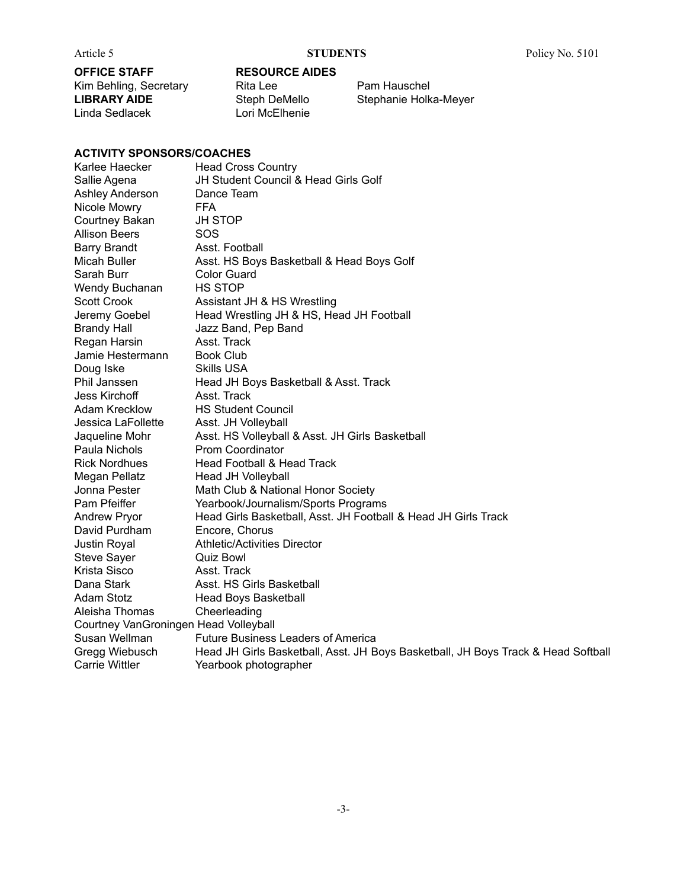**OFFICE STAFF**
Kim Behling, Secretary

**LIBRARY AIDE**
Linda Sedlacek

**RESOURCE AIDES**
Rita Lee
Steph DeMello
Lori McElhenie
Pam Hauschel
Stephanie Holka-Meyer

**ACTIVITY SPONSORS/COACHES**

| | |
|---|---|
| Karlee Haecker | Head Cross Country |
| Sallie Agena | JH Student Council & Head Girls Golf |
| Ashley Anderson | Dance Team |
| Nicole Mowry | FFA |
| Courtney Bakan | JH STOP |
| Allison Beers | SOS |
| Barry Brandt | Asst. Football |
| Micah Buller | Asst. HS Boys Basketball & Head Boys Golf |
| Sarah Burr | Color Guard |
| Wendy Buchanan | HS STOP |
| Scott Crook | Assistant JH & HS Wrestling |
| Jeremy Goebel | Head Wrestling JH & HS, Head JH Football |
| Brandy Hall | Jazz Band, Pep Band |
| Regan Harsin | Asst. Track |
| Jamie Hestermann | Book Club |
| Doug Iske | Skills USA |
| Phil Janssen | Head JH Boys Basketball & Asst. Track |
| Jess Kirchoff | Asst. Track |
| Adam Krecklow | HS Student Council |
| Jessica LaFollette | Asst. JH Volleyball |
| Jaqueline Mohr | Asst. HS Volleyball & Asst. JH Girls Basketball |
| Paula Nichols | Prom Coordinator |
| Rick Nordhues | Head Football & Head Track |
| Megan Pellatz | Head JH Volleyball |
| Jonna Pester | Math Club & National Honor Society |
| Pam Pfeiffer | Yearbook/Journalism/Sports Programs |
| Andrew Pryor | Head Girls Basketball, Asst. JH Football & Head JH Girls Track |
| David Purdham | Encore, Chorus |
| Justin Royal | Athletic/Activities Director |
| Steve Sayer | Quiz Bowl |
| Krista Sisco | Asst. Track |
| Dana Stark | Asst. HS Girls Basketball |
| Adam Stotz | Head Boys Basketball |
| Aleisha Thomas | Cheerleading |
| Courtney VanGroningen | Head Volleyball |
| Susan Wellman | Future Business Leaders of America |
| Gregg Wiebusch | Head JH Girls Basketball, Asst. JH Boys Basketball, JH Boys Track & Head Softball |
| Carrie Wittler | Yearbook photographer |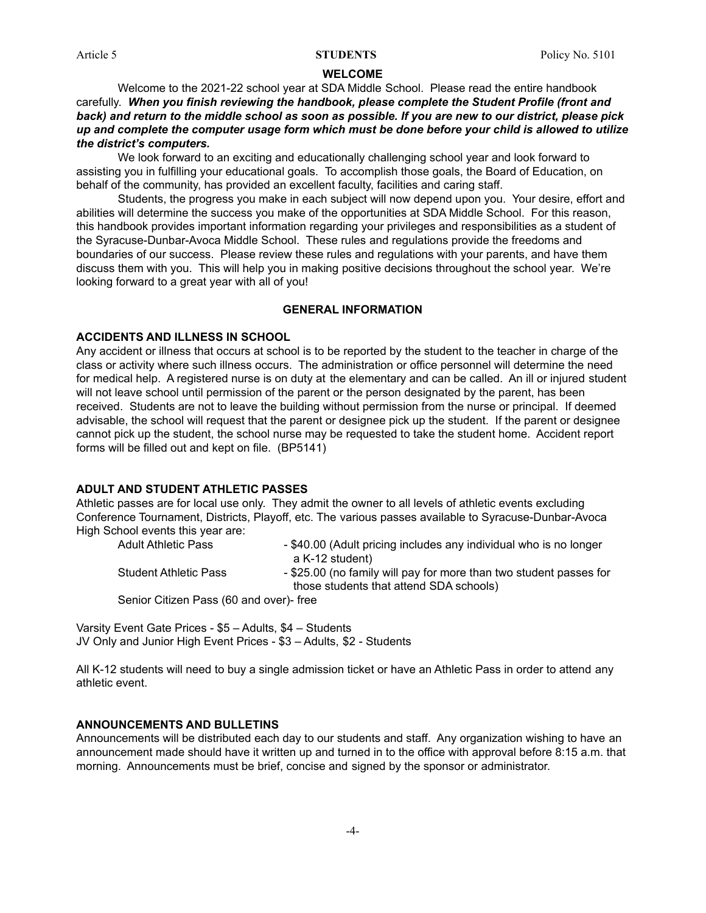# WELCOME

Welcome to the 2021-22 school year at SDA Middle School. Please read the entire handbook carefully. ***When you finish reviewing the handbook, please complete the Student Profile (front and back) and return to the middle school as soon as possible. If you are new to our district, please pick up and complete the computer usage form which must be done before your child is allowed to utilize the district's computers.***

We look forward to an exciting and educationally challenging school year and look forward to assisting you in fulfilling your educational goals. To accomplish those goals, the Board of Education, on behalf of the community, has provided an excellent faculty, facilities and caring staff.

Students, the progress you make in each subject will now depend upon you. Your desire, effort and abilities will determine the success you make of the opportunities at SDA Middle School. For this reason, this handbook provides important information regarding your privileges and responsibilities as a student of the Syracuse-Dunbar-Avoca Middle School. These rules and regulations provide the freedoms and boundaries of our success. Please review these rules and regulations with your parents, and have them discuss them with you. This will help you in making positive decisions throughout the school year. We're looking forward to a great year with all of you!

## GENERAL INFORMATION

### ACCIDENTS AND ILLNESS IN SCHOOL

Any accident or illness that occurs at school is to be reported by the student to the teacher in charge of the class or activity where such illness occurs. The administration or office personnel will determine the need for medical help. A registered nurse is on duty at the elementary and can be called. An ill or injured student will not leave school until permission of the parent or the person designated by the parent, has been received. Students are not to leave the building without permission from the nurse or principal. If deemed advisable, the school will request that the parent or designee pick up the student. If the parent or designee cannot pick up the student, the school nurse may be requested to take the student home. Accident report forms will be filled out and kept on file. (BP5141)

### ADULT AND STUDENT ATHLETIC PASSES

Athletic passes are for local use only. They admit the owner to all levels of athletic events excluding Conference Tournament, Districts, Playoff, etc. The various passes available to Syracuse-Dunbar-Avoca High School events this year are:

- Adult Athletic Pass - $40.00 (Adult pricing includes any individual who is no longer a K-12 student)
- Student Athletic Pass - $25.00 (no family will pay for more than two student passes for those students that attend SDA schools)
- Senior Citizen Pass (60 and over)- free

Varsity Event Gate Prices - $5 – Adults, $4 – Students
JV Only and Junior High Event Prices - $3 – Adults, $2 - Students

All K-12 students will need to buy a single admission ticket or have an Athletic Pass in order to attend any athletic event.

### ANNOUNCEMENTS AND BULLETINS

Announcements will be distributed each day to our students and staff. Any organization wishing to have an announcement made should have it written up and turned in to the office with approval before 8:15 a.m. that morning. Announcements must be brief, concise and signed by the sponsor or administrator.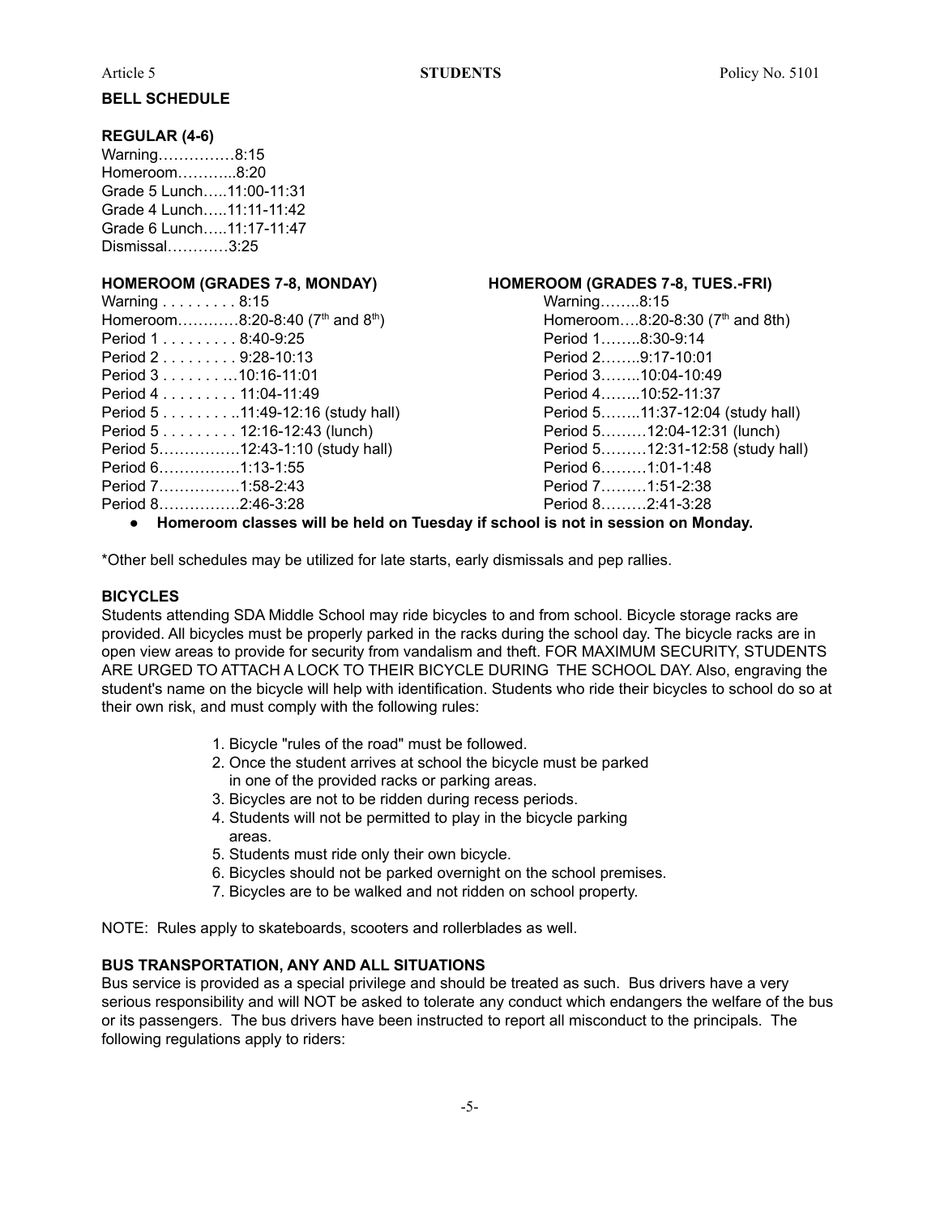## BELL SCHEDULE

### REGULAR (4-6)

Warning……………8:15
Homeroom………..8:20
Grade 5 Lunch…..11:00-11:31
Grade 4 Lunch…..11:11-11:42
Grade 6 Lunch…..11:17-11:47
Dismissal…………3:25

### HOMEROOM (GRADES 7-8, MONDAY)

Warning . . . . . . . . . 8:15
Homeroom…………8:20-8:40 (7th and 8th)
Period 1 . . . . . . . . . 8:40-9:25
Period 2 . . . . . . . . . 9:28-10:13
Period 3 . . . . . . . …10:16-11:01
Period 4 . . . . . . . . . 11:04-11:49
Period 5 . . . . . . . . ..11:49-12:16 (study hall)
Period 5 . . . . . . . . . 12:16-12:43 (lunch)
Period 5…………….12:43-1:10 (study hall)
Period 6…………….1:13-1:55
Period 7…………….1:58-2:43
Period 8…………….2:46-3:28

### HOMEROOM (GRADES 7-8, TUES.-FRI)

Warning……..8:15
Homeroom….8:20-8:30 (7th and 8th)
Period 1……..8:30-9:14
Period 2……..9:17-10:01
Period 3……..10:04-10:49
Period 4……..10:52-11:37
Period 5……..11:37-12:04 (study hall)
Period 5………12:04-12:31 (lunch)
Period 5………12:31-12:58 (study hall)
Period 6………1:01-1:48
Period 7………1:51-2:38
Period 8………2:41-3:28

- **Homeroom classes will be held on Tuesday if school is not in session on Monday.**

*Other bell schedules may be utilized for late starts, early dismissals and pep rallies.

## BICYCLES

Students attending SDA Middle School may ride bicycles to and from school. Bicycle storage racks are provided. All bicycles must be properly parked in the racks during the school day. The bicycle racks are in open view areas to provide for security from vandalism and theft. FOR MAXIMUM SECURITY, STUDENTS ARE URGED TO ATTACH A LOCK TO THEIR BICYCLE DURING THE SCHOOL DAY. Also, engraving the student's name on the bicycle will help with identification. Students who ride their bicycles to school do so at their own risk, and must comply with the following rules:

1. Bicycle "rules of the road" must be followed.
2. Once the student arrives at school the bicycle must be parked in one of the provided racks or parking areas.
3. Bicycles are not to be ridden during recess periods.
4. Students will not be permitted to play in the bicycle parking areas.
5. Students must ride only their own bicycle.
6. Bicycles should not be parked overnight on the school premises.
7. Bicycles are to be walked and not ridden on school property.

NOTE: Rules apply to skateboards, scooters and rollerblades as well.

## BUS TRANSPORTATION, ANY AND ALL SITUATIONS

Bus service is provided as a special privilege and should be treated as such. Bus drivers have a very serious responsibility and will NOT be asked to tolerate any conduct which endangers the welfare of the bus or its passengers. The bus drivers have been instructed to report all misconduct to the principals. The following regulations apply to riders: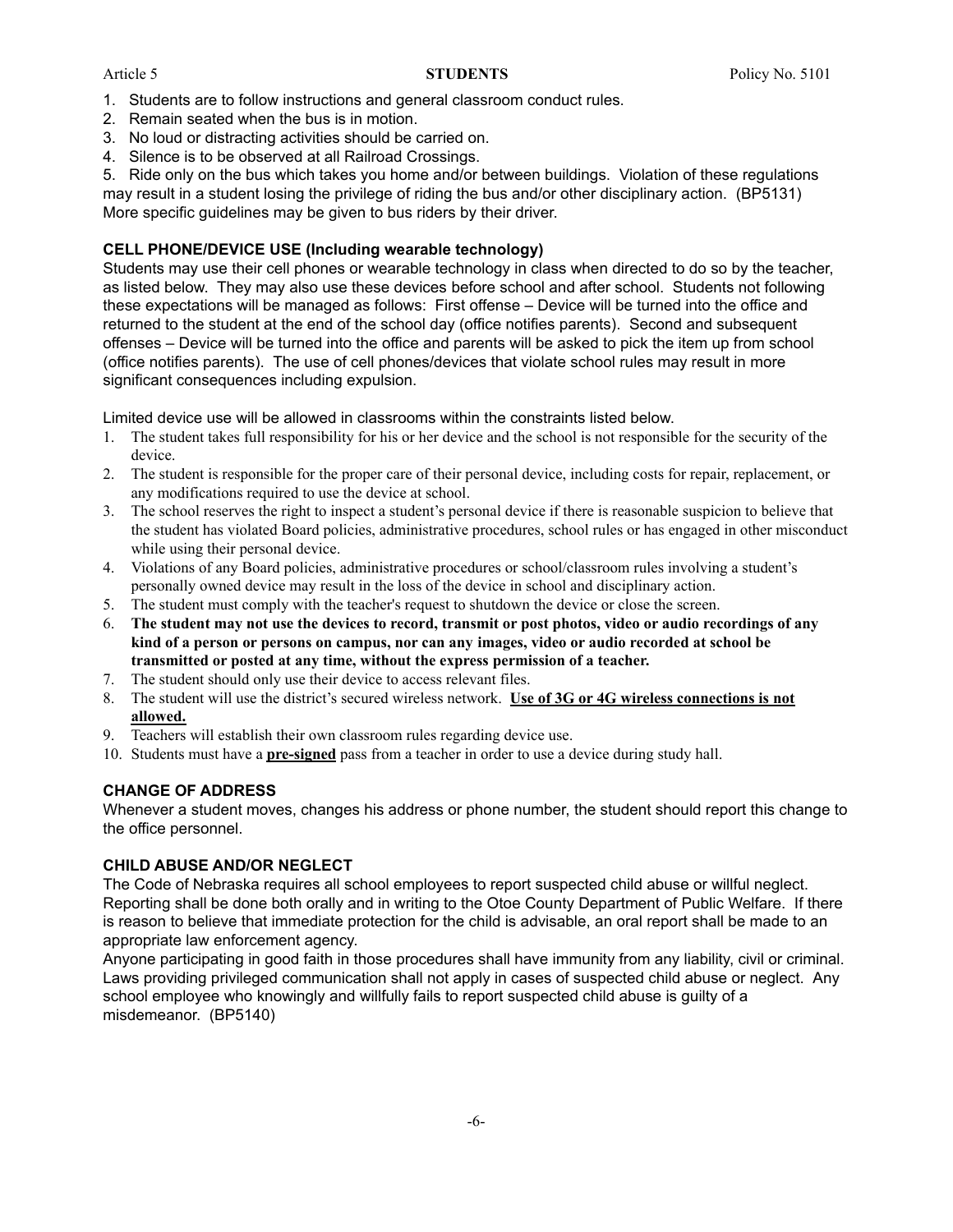1. Students are to follow instructions and general classroom conduct rules.
2. Remain seated when the bus is in motion.
3. No loud or distracting activities should be carried on.
4. Silence is to be observed at all Railroad Crossings.
5. Ride only on the bus which takes you home and/or between buildings. Violation of these regulations may result in a student losing the privilege of riding the bus and/or other disciplinary action. (BP5131)

More specific guidelines may be given to bus riders by their driver.

**CELL PHONE/DEVICE USE (Including wearable technology)**

Students may use their cell phones or wearable technology in class when directed to do so by the teacher, as listed below. They may also use these devices before school and after school. Students not following these expectations will be managed as follows: First offense – Device will be turned into the office and returned to the student at the end of the school day (office notifies parents). Second and subsequent offenses – Device will be turned into the office and parents will be asked to pick the item up from school (office notifies parents). The use of cell phones/devices that violate school rules may result in more significant consequences including expulsion.

Limited device use will be allowed in classrooms within the constraints listed below.

1. The student takes full responsibility for his or her device and the school is not responsible for the security of the device.
2. The student is responsible for the proper care of their personal device, including costs for repair, replacement, or any modifications required to use the device at school.
3. The school reserves the right to inspect a student's personal device if there is reasonable suspicion to believe that the student has violated Board policies, administrative procedures, school rules or has engaged in other misconduct while using their personal device.
4. Violations of any Board policies, administrative procedures or school/classroom rules involving a student's personally owned device may result in the loss of the device in school and disciplinary action.
5. The student must comply with the teacher's request to shutdown the device or close the screen.
6. **The student may not use the devices to record, transmit or post photos, video or audio recordings of any kind of a person or persons on campus, nor can any images, video or audio recorded at school be transmitted or posted at any time, without the express permission of a teacher.**
7. The student should only use their device to access relevant files.
8. The student will use the district's secured wireless network. **<u>Use of 3G or 4G wireless connections is not allowed.</u>**
9. Teachers will establish their own classroom rules regarding device use.
10. Students must have a **<u>pre-signed</u>** pass from a teacher in order to use a device during study hall.

**CHANGE OF ADDRESS**

Whenever a student moves, changes his address or phone number, the student should report this change to the office personnel.

**CHILD ABUSE AND/OR NEGLECT**

The Code of Nebraska requires all school employees to report suspected child abuse or willful neglect. Reporting shall be done both orally and in writing to the Otoe County Department of Public Welfare. If there is reason to believe that immediate protection for the child is advisable, an oral report shall be made to an appropriate law enforcement agency.

Anyone participating in good faith in those procedures shall have immunity from any liability, civil or criminal. Laws providing privileged communication shall not apply in cases of suspected child abuse or neglect. Any school employee who knowingly and willfully fails to report suspected child abuse is guilty of a misdemeanor. (BP5140)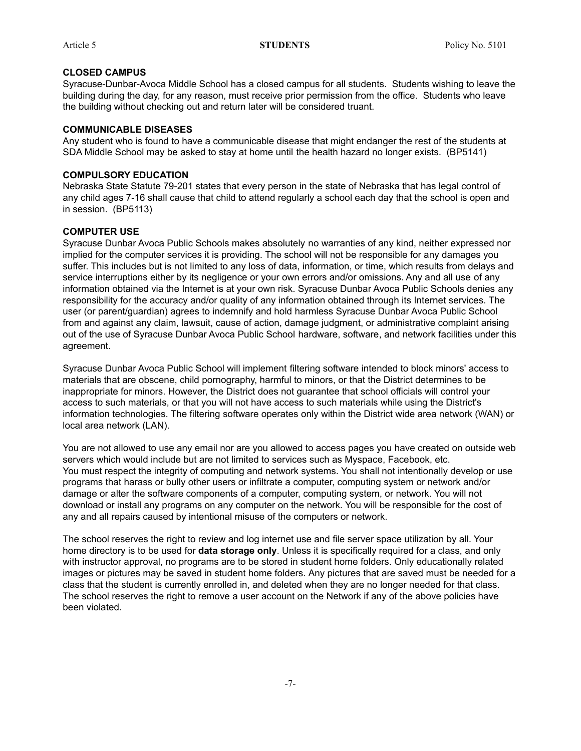### CLOSED CAMPUS

Syracuse-Dunbar-Avoca Middle School has a closed campus for all students. Students wishing to leave the building during the day, for any reason, must receive prior permission from the office. Students who leave the building without checking out and return later will be considered truant.

### COMMUNICABLE DISEASES

Any student who is found to have a communicable disease that might endanger the rest of the students at SDA Middle School may be asked to stay at home until the health hazard no longer exists. (BP5141)

### COMPULSORY EDUCATION

Nebraska State Statute 79-201 states that every person in the state of Nebraska that has legal control of any child ages 7-16 shall cause that child to attend regularly a school each day that the school is open and in session. (BP5113)

### COMPUTER USE

Syracuse Dunbar Avoca Public Schools makes absolutely no warranties of any kind, neither expressed nor implied for the computer services it is providing. The school will not be responsible for any damages you suffer. This includes but is not limited to any loss of data, information, or time, which results from delays and service interruptions either by its negligence or your own errors and/or omissions. Any and all use of any information obtained via the Internet is at your own risk. Syracuse Dunbar Avoca Public Schools denies any responsibility for the accuracy and/or quality of any information obtained through its Internet services. The user (or parent/guardian) agrees to indemnify and hold harmless Syracuse Dunbar Avoca Public School from and against any claim, lawsuit, cause of action, damage judgment, or administrative complaint arising out of the use of Syracuse Dunbar Avoca Public School hardware, software, and network facilities under this agreement.

Syracuse Dunbar Avoca Public School will implement filtering software intended to block minors' access to materials that are obscene, child pornography, harmful to minors, or that the District determines to be inappropriate for minors. However, the District does not guarantee that school officials will control your access to such materials, or that you will not have access to such materials while using the District's information technologies. The filtering software operates only within the District wide area network (WAN) or local area network (LAN).

You are not allowed to use any email nor are you allowed to access pages you have created on outside web servers which would include but are not limited to services such as Myspace, Facebook, etc.
You must respect the integrity of computing and network systems. You shall not intentionally develop or use programs that harass or bully other users or infiltrate a computer, computing system or network and/or damage or alter the software components of a computer, computing system, or network. You will not download or install any programs on any computer on the network. You will be responsible for the cost of any and all repairs caused by intentional misuse of the computers or network.

The school reserves the right to review and log internet use and file server space utilization by all. Your home directory is to be used for **data storage only**. Unless it is specifically required for a class, and only with instructor approval, no programs are to be stored in student home folders. Only educationally related images or pictures may be saved in student home folders. Any pictures that are saved must be needed for a class that the student is currently enrolled in, and deleted when they are no longer needed for that class. The school reserves the right to remove a user account on the Network if any of the above policies have been violated.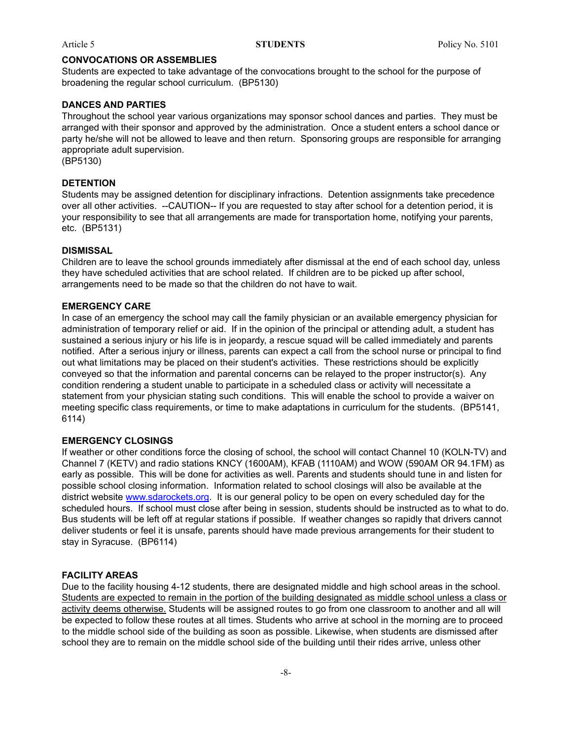#### CONVOCATIONS OR ASSEMBLIES

Students are expected to take advantage of the convocations brought to the school for the purpose of broadening the regular school curriculum. (BP5130)

#### DANCES AND PARTIES

Throughout the school year various organizations may sponsor school dances and parties. They must be arranged with their sponsor and approved by the administration. Once a student enters a school dance or party he/she will not be allowed to leave and then return. Sponsoring groups are responsible for arranging appropriate adult supervision.
(BP5130)

#### DETENTION

Students may be assigned detention for disciplinary infractions. Detention assignments take precedence over all other activities. --CAUTION-- If you are requested to stay after school for a detention period, it is your responsibility to see that all arrangements are made for transportation home, notifying your parents, etc. (BP5131)

#### DISMISSAL

Children are to leave the school grounds immediately after dismissal at the end of each school day, unless they have scheduled activities that are school related. If children are to be picked up after school, arrangements need to be made so that the children do not have to wait.

#### EMERGENCY CARE

In case of an emergency the school may call the family physician or an available emergency physician for administration of temporary relief or aid. If in the opinion of the principal or attending adult, a student has sustained a serious injury or his life is in jeopardy, a rescue squad will be called immediately and parents notified. After a serious injury or illness, parents can expect a call from the school nurse or principal to find out what limitations may be placed on their student's activities. These restrictions should be explicitly conveyed so that the information and parental concerns can be relayed to the proper instructor(s). Any condition rendering a student unable to participate in a scheduled class or activity will necessitate a statement from your physician stating such conditions. This will enable the school to provide a waiver on meeting specific class requirements, or time to make adaptations in curriculum for the students. (BP5141, 6114)

#### EMERGENCY CLOSINGS

If weather or other conditions force the closing of school, the school will contact Channel 10 (KOLN-TV) and Channel 7 (KETV) and radio stations KNCY (1600AM), KFAB (1110AM) and WOW (590AM OR 94.1FM) as early as possible. This will be done for activities as well. Parents and students should tune in and listen for possible school closing information. Information related to school closings will also be available at the district website [www.sdarockets.org](http://www.sdarockets.org). It is our general policy to be open on every scheduled day for the scheduled hours. If school must close after being in session, students should be instructed as to what to do. Bus students will be left off at regular stations if possible. If weather changes so rapidly that drivers cannot deliver students or feel it is unsafe, parents should have made previous arrangements for their student to stay in Syracuse. (BP6114)

#### FACILITY AREAS

Due to the facility housing 4-12 students, there are designated middle and high school areas in the school. <u>Students are expected to remain in the portion of the building designated as middle school unless a class or activity deems otherwise.</u> Students will be assigned routes to go from one classroom to another and all will be expected to follow these routes at all times. Students who arrive at school in the morning are to proceed to the middle school side of the building as soon as possible. Likewise, when students are dismissed after school they are to remain on the middle school side of the building until their rides arrive, unless other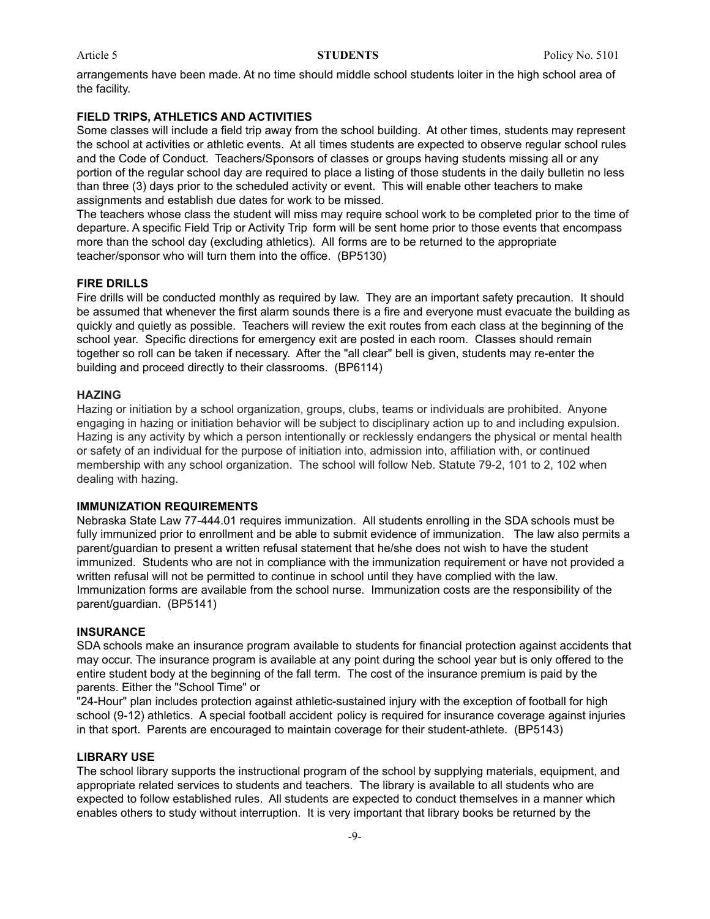arrangements have been made. At no time should middle school students loiter in the high school area of the facility.

**FIELD TRIPS, ATHLETICS AND ACTIVITIES**

Some classes will include a field trip away from the school building. At other times, students may represent the school at activities or athletic events. At all times students are expected to observe regular school rules and the Code of Conduct. Teachers/Sponsors of classes or groups having students missing all or any portion of the regular school day are required to place a listing of those students in the daily bulletin no less than three (3) days prior to the scheduled activity or event. This will enable other teachers to make assignments and establish due dates for work to be missed.

The teachers whose class the student will miss may require school work to be completed prior to the time of departure. A specific Field Trip or Activity Trip form will be sent home prior to those events that encompass more than the school day (excluding athletics). All forms are to be returned to the appropriate teacher/sponsor who will turn them into the office. (BP5130)

**FIRE DRILLS**

Fire drills will be conducted monthly as required by law. They are an important safety precaution. It should be assumed that whenever the first alarm sounds there is a fire and everyone must evacuate the building as quickly and quietly as possible. Teachers will review the exit routes from each class at the beginning of the school year. Specific directions for emergency exit are posted in each room. Classes should remain together so roll can be taken if necessary. After the "all clear" bell is given, students may re-enter the building and proceed directly to their classrooms. (BP6114)

**HAZING**

Hazing or initiation by a school organization, groups, clubs, teams or individuals are prohibited. Anyone engaging in hazing or initiation behavior will be subject to disciplinary action up to and including expulsion. Hazing is any activity by which a person intentionally or recklessly endangers the physical or mental health or safety of an individual for the purpose of initiation into, admission into, affiliation with, or continued membership with any school organization. The school will follow Neb. Statute 79-2, 101 to 2, 102 when dealing with hazing.

**IMMUNIZATION REQUIREMENTS**

Nebraska State Law 77-444.01 requires immunization. All students enrolling in the SDA schools must be fully immunized prior to enrollment and be able to submit evidence of immunization. The law also permits a parent/guardian to present a written refusal statement that he/she does not wish to have the student immunized. Students who are not in compliance with the immunization requirement or have not provided a written refusal will not be permitted to continue in school until they have complied with the law. Immunization forms are available from the school nurse. Immunization costs are the responsibility of the parent/guardian. (BP5141)

**INSURANCE**

SDA schools make an insurance program available to students for financial protection against accidents that may occur. The insurance program is available at any point during the school year but is only offered to the entire student body at the beginning of the fall term. The cost of the insurance premium is paid by the parents. Either the "School Time" or "24-Hour" plan includes protection against athletic-sustained injury with the exception of football for high school (9-12) athletics. A special football accident policy is required for insurance coverage against injuries in that sport. Parents are encouraged to maintain coverage for their student-athlete. (BP5143)

**LIBRARY USE**

The school library supports the instructional program of the school by supplying materials, equipment, and appropriate related services to students and teachers. The library is available to all students who are expected to follow established rules. All students are expected to conduct themselves in a manner which enables others to study without interruption. It is very important that library books be returned by the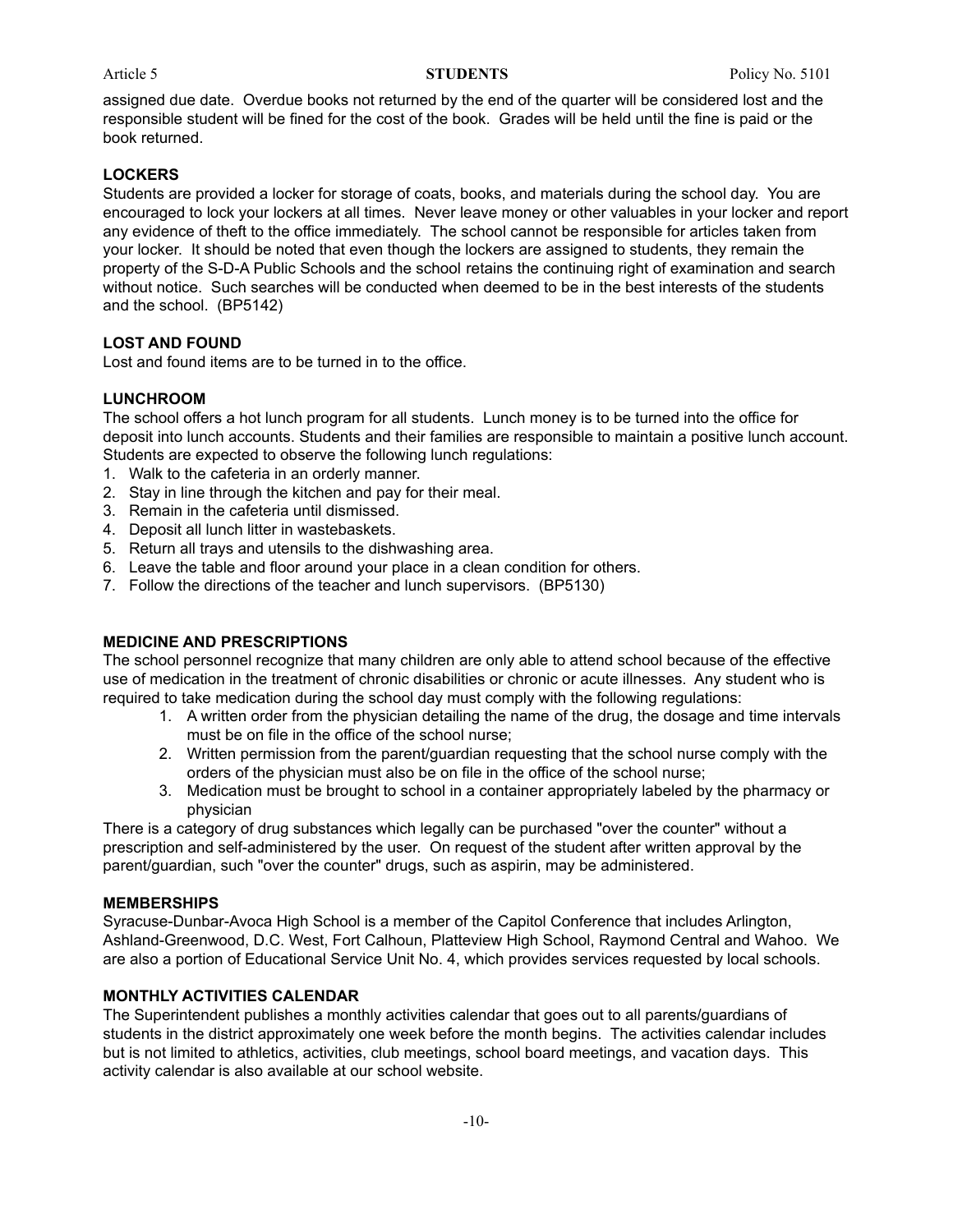assigned due date. Overdue books not returned by the end of the quarter will be considered lost and the responsible student will be fined for the cost of the book. Grades will be held until the fine is paid or the book returned.

**LOCKERS**

Students are provided a locker for storage of coats, books, and materials during the school day. You are encouraged to lock your lockers at all times. Never leave money or other valuables in your locker and report any evidence of theft to the office immediately. The school cannot be responsible for articles taken from your locker. It should be noted that even though the lockers are assigned to students, they remain the property of the S-D-A Public Schools and the school retains the continuing right of examination and search without notice. Such searches will be conducted when deemed to be in the best interests of the students and the school. (BP5142)

**LOST AND FOUND**

Lost and found items are to be turned in to the office.

**LUNCHROOM**

The school offers a hot lunch program for all students. Lunch money is to be turned into the office for deposit into lunch accounts. Students and their families are responsible to maintain a positive lunch account. Students are expected to observe the following lunch regulations:

1. Walk to the cafeteria in an orderly manner.
2. Stay in line through the kitchen and pay for their meal.
3. Remain in the cafeteria until dismissed.
4. Deposit all lunch litter in wastebaskets.
5. Return all trays and utensils to the dishwashing area.
6. Leave the table and floor around your place in a clean condition for others.
7. Follow the directions of the teacher and lunch supervisors. (BP5130)

**MEDICINE AND PRESCRIPTIONS**

The school personnel recognize that many children are only able to attend school because of the effective use of medication in the treatment of chronic disabilities or chronic or acute illnesses. Any student who is required to take medication during the school day must comply with the following regulations:

1. A written order from the physician detailing the name of the drug, the dosage and time intervals must be on file in the office of the school nurse;
2. Written permission from the parent/guardian requesting that the school nurse comply with the orders of the physician must also be on file in the office of the school nurse;
3. Medication must be brought to school in a container appropriately labeled by the pharmacy or physician

There is a category of drug substances which legally can be purchased "over the counter" without a prescription and self-administered by the user. On request of the student after written approval by the parent/guardian, such "over the counter" drugs, such as aspirin, may be administered.

**MEMBERSHIPS**

Syracuse-Dunbar-Avoca High School is a member of the Capitol Conference that includes Arlington, Ashland-Greenwood, D.C. West, Fort Calhoun, Platteview High School, Raymond Central and Wahoo. We are also a portion of Educational Service Unit No. 4, which provides services requested by local schools.

**MONTHLY ACTIVITIES CALENDAR**

The Superintendent publishes a monthly activities calendar that goes out to all parents/guardians of students in the district approximately one week before the month begins. The activities calendar includes but is not limited to athletics, activities, club meetings, school board meetings, and vacation days. This activity calendar is also available at our school website.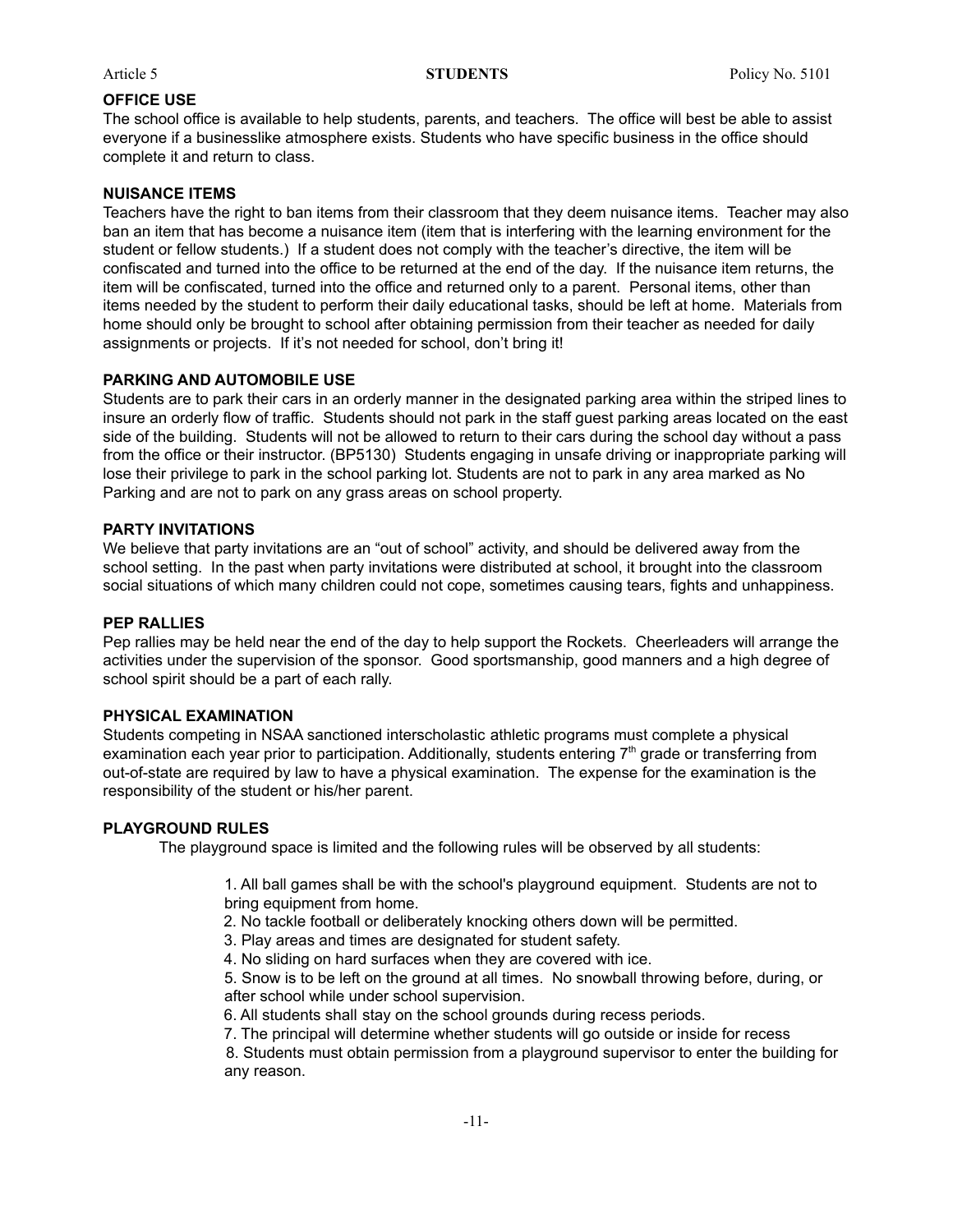## OFFICE USE

The school office is available to help students, parents, and teachers. The office will best be able to assist everyone if a businesslike atmosphere exists. Students who have specific business in the office should complete it and return to class.

## NUISANCE ITEMS

Teachers have the right to ban items from their classroom that they deem nuisance items. Teacher may also ban an item that has become a nuisance item (item that is interfering with the learning environment for the student or fellow students.) If a student does not comply with the teacher's directive, the item will be confiscated and turned into the office to be returned at the end of the day. If the nuisance item returns, the item will be confiscated, turned into the office and returned only to a parent. Personal items, other than items needed by the student to perform their daily educational tasks, should be left at home. Materials from home should only be brought to school after obtaining permission from their teacher as needed for daily assignments or projects. If it's not needed for school, don't bring it!

## PARKING AND AUTOMOBILE USE

Students are to park their cars in an orderly manner in the designated parking area within the striped lines to insure an orderly flow of traffic. Students should not park in the staff guest parking areas located on the east side of the building. Students will not be allowed to return to their cars during the school day without a pass from the office or their instructor. (BP5130) Students engaging in unsafe driving or inappropriate parking will lose their privilege to park in the school parking lot. Students are not to park in any area marked as No Parking and are not to park on any grass areas on school property.

## PARTY INVITATIONS

We believe that party invitations are an "out of school" activity, and should be delivered away from the school setting. In the past when party invitations were distributed at school, it brought into the classroom social situations of which many children could not cope, sometimes causing tears, fights and unhappiness.

## PEP RALLIES

Pep rallies may be held near the end of the day to help support the Rockets. Cheerleaders will arrange the activities under the supervision of the sponsor. Good sportsmanship, good manners and a high degree of school spirit should be a part of each rally.

## PHYSICAL EXAMINATION

Students competing in NSAA sanctioned interscholastic athletic programs must complete a physical examination each year prior to participation. Additionally, students entering 7th grade or transferring from out-of-state are required by law to have a physical examination. The expense for the examination is the responsibility of the student or his/her parent.

## PLAYGROUND RULES

The playground space is limited and the following rules will be observed by all students:

1. All ball games shall be with the school's playground equipment. Students are not to bring equipment from home.
2. No tackle football or deliberately knocking others down will be permitted.
3. Play areas and times are designated for student safety.
4. No sliding on hard surfaces when they are covered with ice.
5. Snow is to be left on the ground at all times. No snowball throwing before, during, or after school while under school supervision.
6. All students shall stay on the school grounds during recess periods.
7. The principal will determine whether students will go outside or inside for recess
8. Students must obtain permission from a playground supervisor to enter the building for any reason.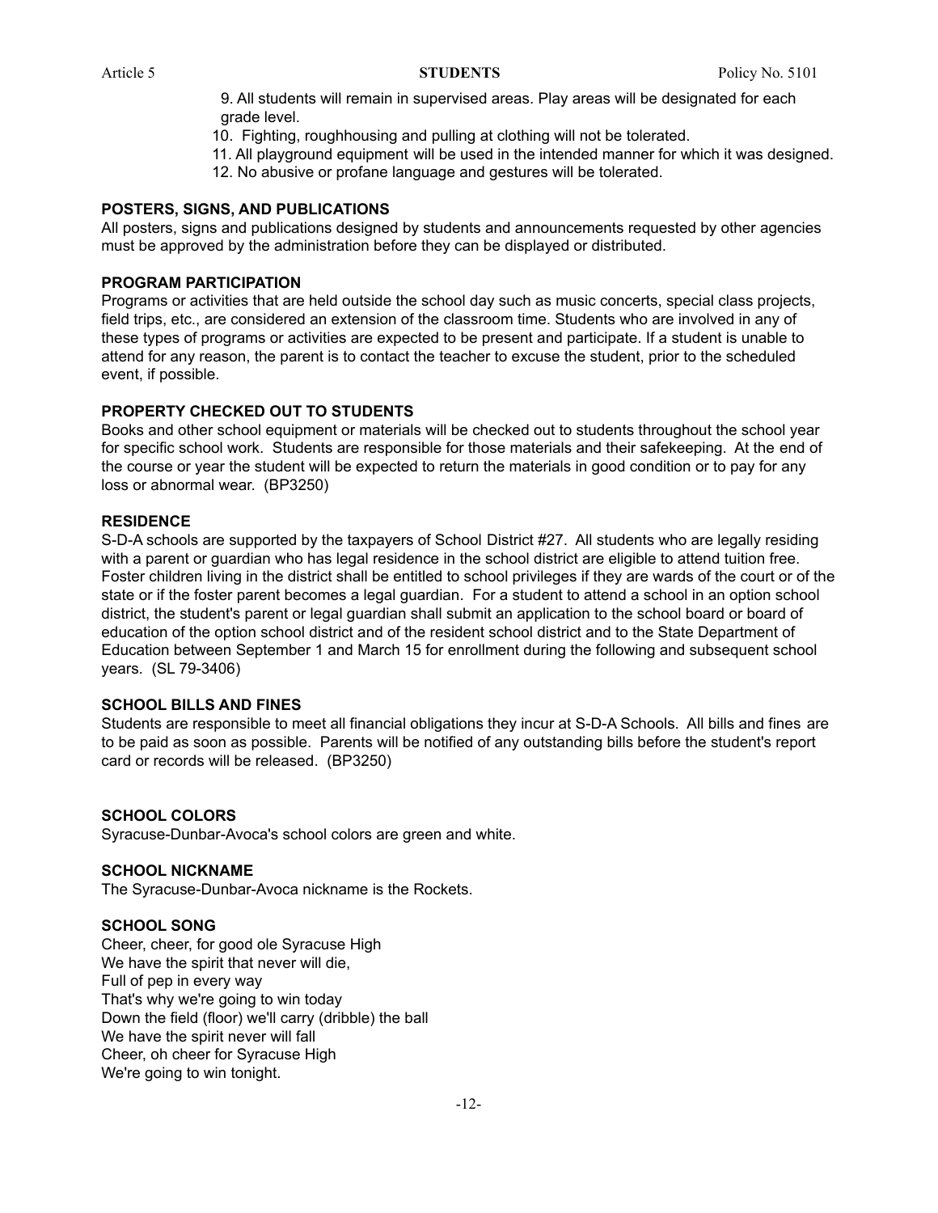9. All students will remain in supervised areas. Play areas will be designated for each grade level.
10. Fighting, roughhousing and pulling at clothing will not be tolerated.
11. All playground equipment will be used in the intended manner for which it was designed.
12. No abusive or profane language and gestures will be tolerated.

**POSTERS, SIGNS, AND PUBLICATIONS**

All posters, signs and publications designed by students and announcements requested by other agencies must be approved by the administration before they can be displayed or distributed.

**PROGRAM PARTICIPATION**

Programs or activities that are held outside the school day such as music concerts, special class projects, field trips, etc., are considered an extension of the classroom time. Students who are involved in any of these types of programs or activities are expected to be present and participate. If a student is unable to attend for any reason, the parent is to contact the teacher to excuse the student, prior to the scheduled event, if possible.

**PROPERTY CHECKED OUT TO STUDENTS**

Books and other school equipment or materials will be checked out to students throughout the school year for specific school work. Students are responsible for those materials and their safekeeping. At the end of the course or year the student will be expected to return the materials in good condition or to pay for any loss or abnormal wear. (BP3250)

**RESIDENCE**

S-D-A schools are supported by the taxpayers of School District #27. All students who are legally residing with a parent or guardian who has legal residence in the school district are eligible to attend tuition free. Foster children living in the district shall be entitled to school privileges if they are wards of the court or of the state or if the foster parent becomes a legal guardian. For a student to attend a school in an option school district, the student's parent or legal guardian shall submit an application to the school board or board of education of the option school district and of the resident school district and to the State Department of Education between September 1 and March 15 for enrollment during the following and subsequent school years. (SL 79-3406)

**SCHOOL BILLS AND FINES**

Students are responsible to meet all financial obligations they incur at S-D-A Schools. All bills and fines are to be paid as soon as possible. Parents will be notified of any outstanding bills before the student's report card or records will be released. (BP3250)

**SCHOOL COLORS**

Syracuse-Dunbar-Avoca's school colors are green and white.

**SCHOOL NICKNAME**

The Syracuse-Dunbar-Avoca nickname is the Rockets.

**SCHOOL SONG**

Cheer, cheer, for good ole Syracuse High
We have the spirit that never will die,
Full of pep in every way
That's why we're going to win today
Down the field (floor) we'll carry (dribble) the ball
We have the spirit never will fall
Cheer, oh cheer for Syracuse High
We're going to win tonight.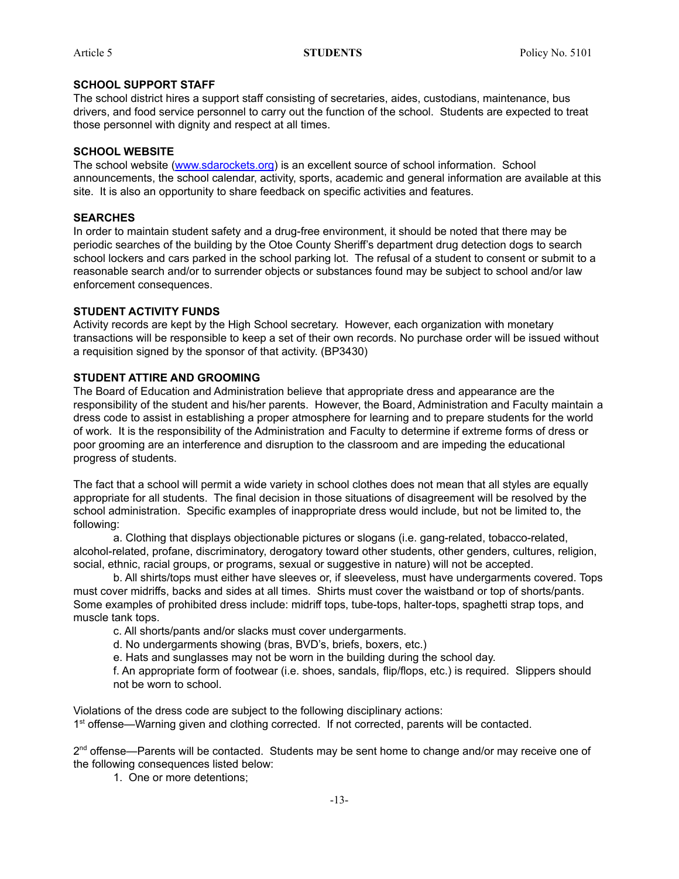## SCHOOL SUPPORT STAFF

The school district hires a support staff consisting of secretaries, aides, custodians, maintenance, bus drivers, and food service personnel to carry out the function of the school. Students are expected to treat those personnel with dignity and respect at all times.

## SCHOOL WEBSITE

The school website (www.sdarockets.org) is an excellent source of school information. School announcements, the school calendar, activity, sports, academic and general information are available at this site. It is also an opportunity to share feedback on specific activities and features.

## SEARCHES

In order to maintain student safety and a drug-free environment, it should be noted that there may be periodic searches of the building by the Otoe County Sheriff's department drug detection dogs to search school lockers and cars parked in the school parking lot. The refusal of a student to consent or submit to a reasonable search and/or to surrender objects or substances found may be subject to school and/or law enforcement consequences.

## STUDENT ACTIVITY FUNDS

Activity records are kept by the High School secretary. However, each organization with monetary transactions will be responsible to keep a set of their own records. No purchase order will be issued without a requisition signed by the sponsor of that activity. (BP3430)

## STUDENT ATTIRE AND GROOMING

The Board of Education and Administration believe that appropriate dress and appearance are the responsibility of the student and his/her parents. However, the Board, Administration and Faculty maintain a dress code to assist in establishing a proper atmosphere for learning and to prepare students for the world of work. It is the responsibility of the Administration and Faculty to determine if extreme forms of dress or poor grooming are an interference and disruption to the classroom and are impeding the educational progress of students.

The fact that a school will permit a wide variety in school clothes does not mean that all styles are equally appropriate for all students. The final decision in those situations of disagreement will be resolved by the school administration. Specific examples of inappropriate dress would include, but not be limited to, the following:

a. Clothing that displays objectionable pictures or slogans (i.e. gang-related, tobacco-related, alcohol-related, profane, discriminatory, derogatory toward other students, other genders, cultures, religion, social, ethnic, racial groups, or programs, sexual or suggestive in nature) will not be accepted.

b. All shirts/tops must either have sleeves or, if sleeveless, must have undergarments covered. Tops must cover midriffs, backs and sides at all times. Shirts must cover the waistband or top of shorts/pants. Some examples of prohibited dress include: midriff tops, tube-tops, halter-tops, spaghetti strap tops, and muscle tank tops.

c. All shorts/pants and/or slacks must cover undergarments.

d. No undergarments showing (bras, BVD's, briefs, boxers, etc.)

e. Hats and sunglasses may not be worn in the building during the school day.

f. An appropriate form of footwear (i.e. shoes, sandals, flip/flops, etc.) is required. Slippers should not be worn to school.

Violations of the dress code are subject to the following disciplinary actions:

1st offense—Warning given and clothing corrected. If not corrected, parents will be contacted.

2nd offense—Parents will be contacted. Students may be sent home to change and/or may receive one of the following consequences listed below:

1. One or more detentions;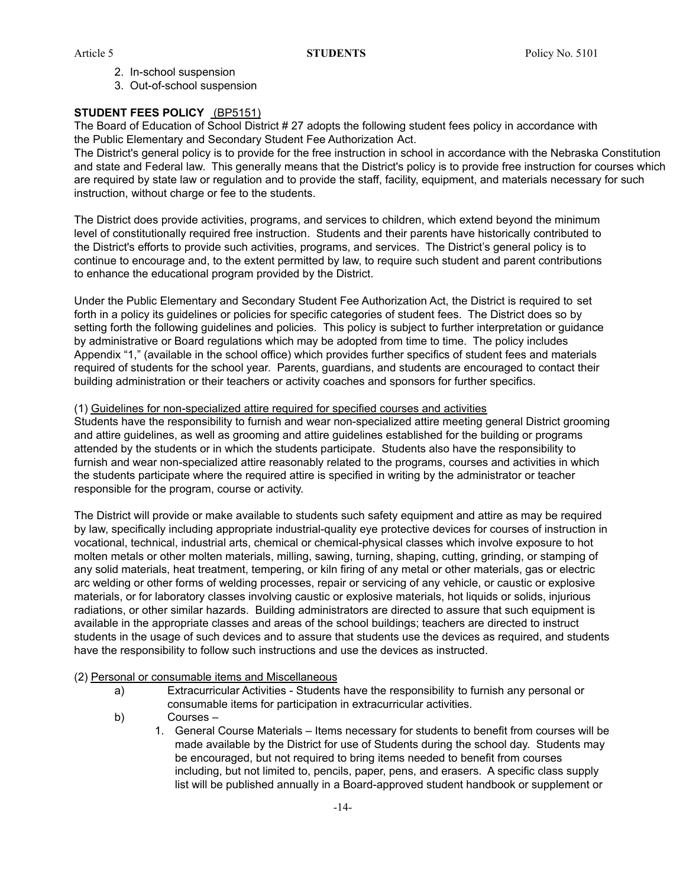2. In-school suspension
3. Out-of-school suspension

**STUDENT FEES POLICY** (BP5151)

The Board of Education of School District # 27 adopts the following student fees policy in accordance with the Public Elementary and Secondary Student Fee Authorization Act.

The District's general policy is to provide for the free instruction in school in accordance with the Nebraska Constitution and state and Federal law. This generally means that the District's policy is to provide free instruction for courses which are required by state law or regulation and to provide the staff, facility, equipment, and materials necessary for such instruction, without charge or fee to the students.

The District does provide activities, programs, and services to children, which extend beyond the minimum level of constitutionally required free instruction. Students and their parents have historically contributed to the District's efforts to provide such activities, programs, and services. The District's general policy is to continue to encourage and, to the extent permitted by law, to require such student and parent contributions to enhance the educational program provided by the District.

Under the Public Elementary and Secondary Student Fee Authorization Act, the District is required to set forth in a policy its guidelines or policies for specific categories of student fees. The District does so by setting forth the following guidelines and policies. This policy is subject to further interpretation or guidance by administrative or Board regulations which may be adopted from time to time. The policy includes Appendix "1," (available in the school office) which provides further specifics of student fees and materials required of students for the school year. Parents, guardians, and students are encouraged to contact their building administration or their teachers or activity coaches and sponsors for further specifics.

(1) Guidelines for non-specialized attire required for specified courses and activities

Students have the responsibility to furnish and wear non-specialized attire meeting general District grooming and attire guidelines, as well as grooming and attire guidelines established for the building or programs attended by the students or in which the students participate. Students also have the responsibility to furnish and wear non-specialized attire reasonably related to the programs, courses and activities in which the students participate where the required attire is specified in writing by the administrator or teacher responsible for the program, course or activity.

The District will provide or make available to students such safety equipment and attire as may be required by law, specifically including appropriate industrial-quality eye protective devices for courses of instruction in vocational, technical, industrial arts, chemical or chemical-physical classes which involve exposure to hot molten metals or other molten materials, milling, sawing, turning, shaping, cutting, grinding, or stamping of any solid materials, heat treatment, tempering, or kiln firing of any metal or other materials, gas or electric arc welding or other forms of welding processes, repair or servicing of any vehicle, or caustic or explosive materials, or for laboratory classes involving caustic or explosive materials, hot liquids or solids, injurious radiations, or other similar hazards. Building administrators are directed to assure that such equipment is available in the appropriate classes and areas of the school buildings; teachers are directed to instruct students in the usage of such devices and to assure that students use the devices as required, and students have the responsibility to follow such instructions and use the devices as instructed.

(2) Personal or consumable items and Miscellaneous

a) Extracurricular Activities - Students have the responsibility to furnish any personal or consumable items for participation in extracurricular activities.

b) Courses –

1. General Course Materials – Items necessary for students to benefit from courses will be made available by the District for use of Students during the school day. Students may be encouraged, but not required to bring items needed to benefit from courses including, but not limited to, pencils, paper, pens, and erasers. A specific class supply list will be published annually in a Board-approved student handbook or supplement or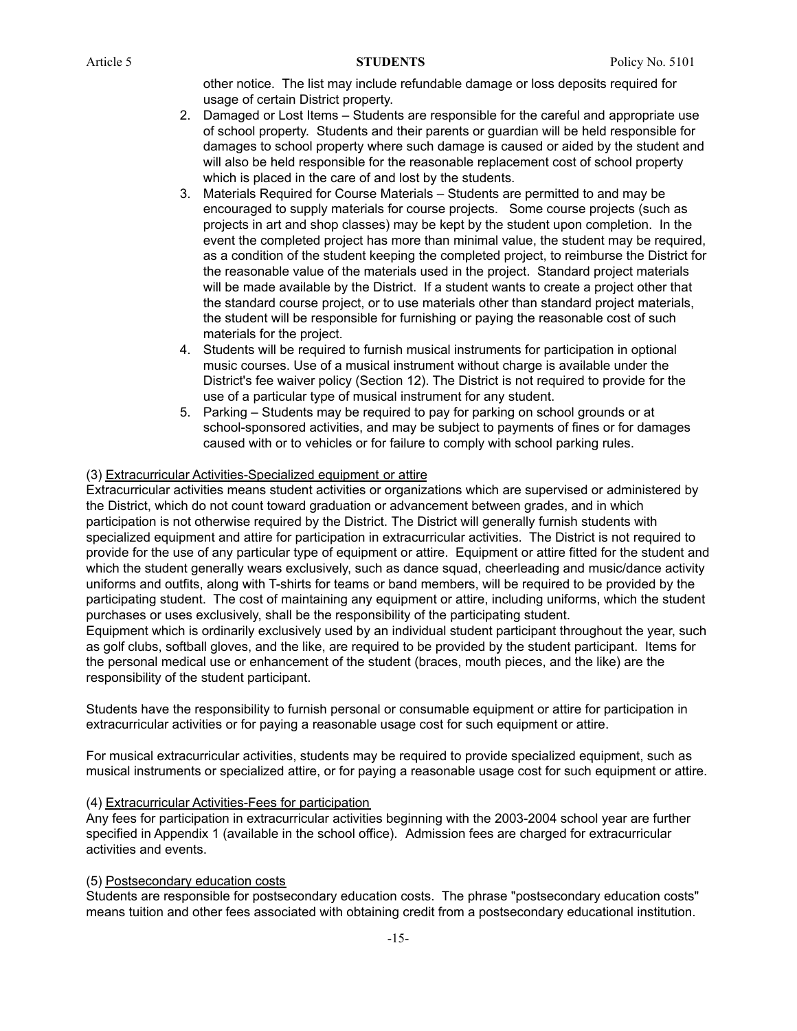other notice. The list may include refundable damage or loss deposits required for usage of certain District property.

2. Damaged or Lost Items – Students are responsible for the careful and appropriate use of school property. Students and their parents or guardian will be held responsible for damages to school property where such damage is caused or aided by the student and will also be held responsible for the reasonable replacement cost of school property which is placed in the care of and lost by the students.
3. Materials Required for Course Materials – Students are permitted to and may be encouraged to supply materials for course projects. Some course projects (such as projects in art and shop classes) may be kept by the student upon completion. In the event the completed project has more than minimal value, the student may be required, as a condition of the student keeping the completed project, to reimburse the District for the reasonable value of the materials used in the project. Standard project materials will be made available by the District. If a student wants to create a project other that the standard course project, or to use materials other than standard project materials, the student will be responsible for furnishing or paying the reasonable cost of such materials for the project.
4. Students will be required to furnish musical instruments for participation in optional music courses. Use of a musical instrument without charge is available under the District's fee waiver policy (Section 12). The District is not required to provide for the use of a particular type of musical instrument for any student.
5. Parking – Students may be required to pay for parking on school grounds or at school-sponsored activities, and may be subject to payments of fines or for damages caused with or to vehicles or for failure to comply with school parking rules.

(3) Extracurricular Activities-Specialized equipment or attire

Extracurricular activities means student activities or organizations which are supervised or administered by the District, which do not count toward graduation or advancement between grades, and in which participation is not otherwise required by the District. The District will generally furnish students with specialized equipment and attire for participation in extracurricular activities. The District is not required to provide for the use of any particular type of equipment or attire. Equipment or attire fitted for the student and which the student generally wears exclusively, such as dance squad, cheerleading and music/dance activity uniforms and outfits, along with T-shirts for teams or band members, will be required to be provided by the participating student. The cost of maintaining any equipment or attire, including uniforms, which the student purchases or uses exclusively, shall be the responsibility of the participating student.

Equipment which is ordinarily exclusively used by an individual student participant throughout the year, such as golf clubs, softball gloves, and the like, are required to be provided by the student participant. Items for the personal medical use or enhancement of the student (braces, mouth pieces, and the like) are the responsibility of the student participant.

Students have the responsibility to furnish personal or consumable equipment or attire for participation in extracurricular activities or for paying a reasonable usage cost for such equipment or attire.

For musical extracurricular activities, students may be required to provide specialized equipment, such as musical instruments or specialized attire, or for paying a reasonable usage cost for such equipment or attire.

(4) Extracurricular Activities-Fees for participation

Any fees for participation in extracurricular activities beginning with the 2003-2004 school year are further specified in Appendix 1 (available in the school office). Admission fees are charged for extracurricular activities and events.

(5) Postsecondary education costs

Students are responsible for postsecondary education costs. The phrase "postsecondary education costs" means tuition and other fees associated with obtaining credit from a postsecondary educational institution.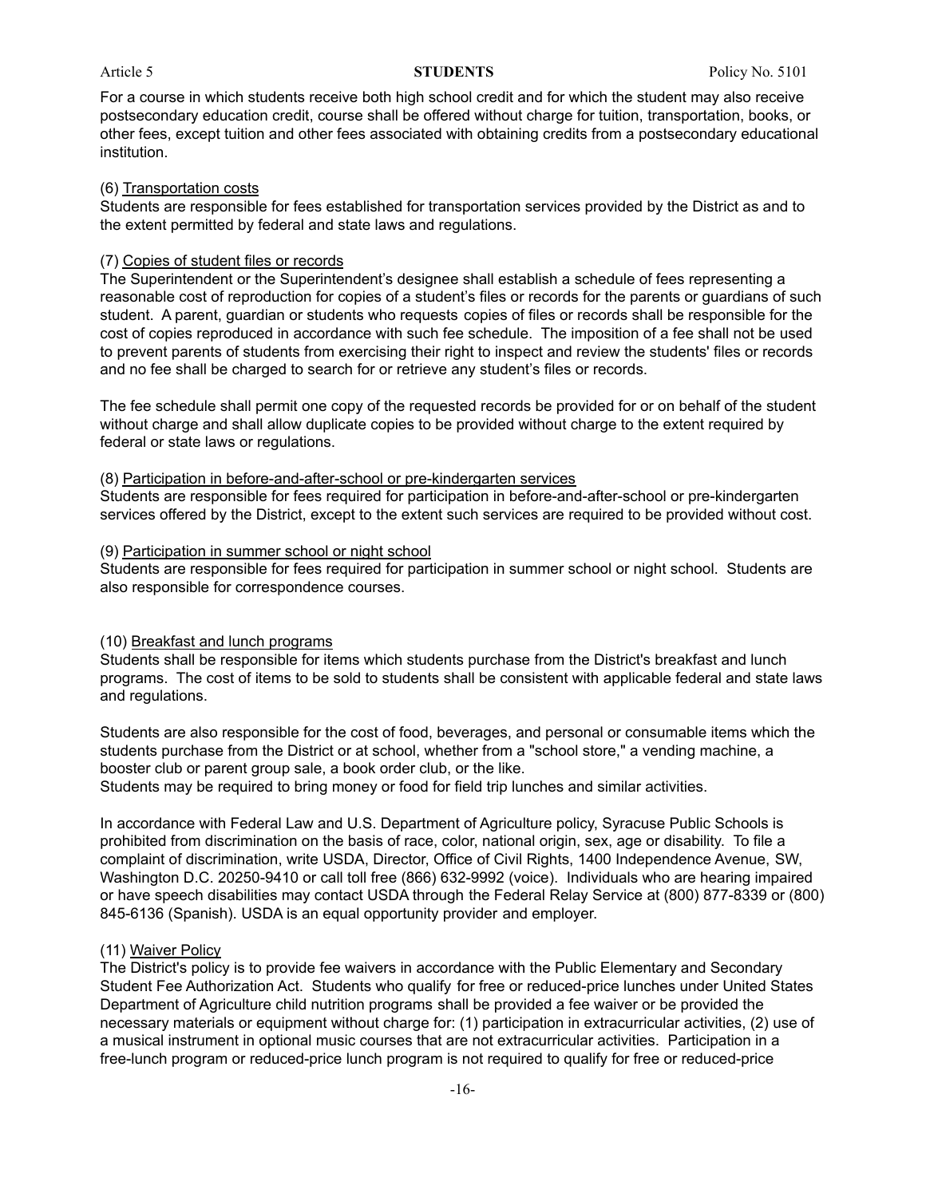For a course in which students receive both high school credit and for which the student may also receive postsecondary education credit, course shall be offered without charge for tuition, transportation, books, or other fees, except tuition and other fees associated with obtaining credits from a postsecondary educational institution.

(6) Transportation costs

Students are responsible for fees established for transportation services provided by the District as and to the extent permitted by federal and state laws and regulations.

(7) Copies of student files or records

The Superintendent or the Superintendent's designee shall establish a schedule of fees representing a reasonable cost of reproduction for copies of a student's files or records for the parents or guardians of such student. A parent, guardian or students who requests copies of files or records shall be responsible for the cost of copies reproduced in accordance with such fee schedule. The imposition of a fee shall not be used to prevent parents of students from exercising their right to inspect and review the students' files or records and no fee shall be charged to search for or retrieve any student's files or records.

The fee schedule shall permit one copy of the requested records be provided for or on behalf of the student without charge and shall allow duplicate copies to be provided without charge to the extent required by federal or state laws or regulations.

(8) Participation in before-and-after-school or pre-kindergarten services

Students are responsible for fees required for participation in before-and-after-school or pre-kindergarten services offered by the District, except to the extent such services are required to be provided without cost.

(9) Participation in summer school or night school

Students are responsible for fees required for participation in summer school or night school. Students are also responsible for correspondence courses.

(10) Breakfast and lunch programs

Students shall be responsible for items which students purchase from the District's breakfast and lunch programs. The cost of items to be sold to students shall be consistent with applicable federal and state laws and regulations.

Students are also responsible for the cost of food, beverages, and personal or consumable items which the students purchase from the District or at school, whether from a "school store," a vending machine, a booster club or parent group sale, a book order club, or the like.
Students may be required to bring money or food for field trip lunches and similar activities.

In accordance with Federal Law and U.S. Department of Agriculture policy, Syracuse Public Schools is prohibited from discrimination on the basis of race, color, national origin, sex, age or disability. To file a complaint of discrimination, write USDA, Director, Office of Civil Rights, 1400 Independence Avenue, SW, Washington D.C. 20250-9410 or call toll free (866) 632-9992 (voice). Individuals who are hearing impaired or have speech disabilities may contact USDA through the Federal Relay Service at (800) 877-8339 or (800) 845-6136 (Spanish). USDA is an equal opportunity provider and employer.

(11) Waiver Policy

The District's policy is to provide fee waivers in accordance with the Public Elementary and Secondary Student Fee Authorization Act. Students who qualify for free or reduced-price lunches under United States Department of Agriculture child nutrition programs shall be provided a fee waiver or be provided the necessary materials or equipment without charge for: (1) participation in extracurricular activities, (2) use of a musical instrument in optional music courses that are not extracurricular activities. Participation in a free-lunch program or reduced-price lunch program is not required to qualify for free or reduced-price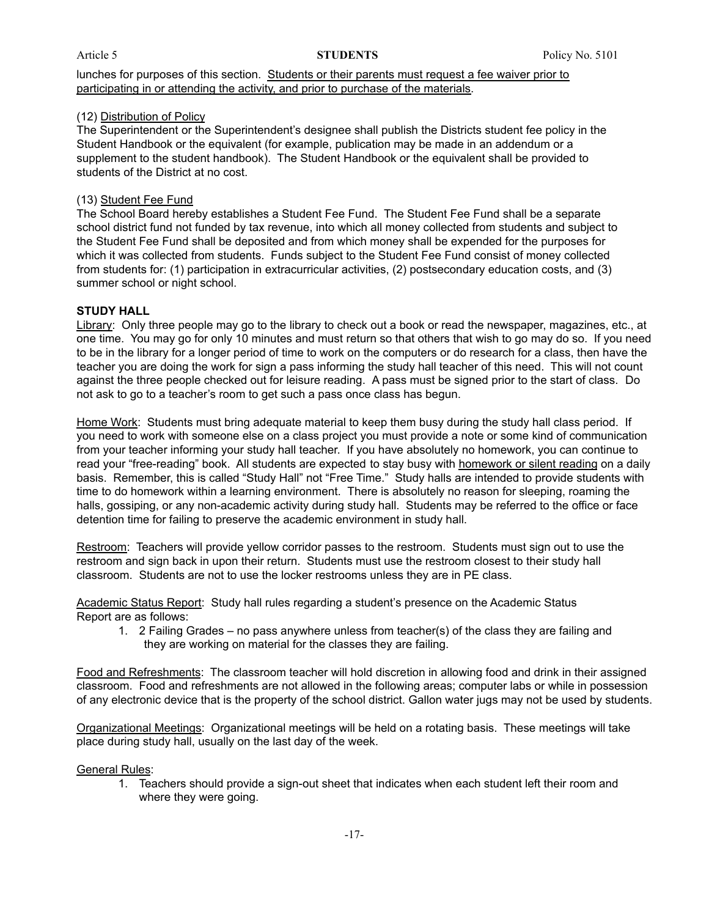lunches for purposes of this section. <u>Students or their parents must request a fee waiver prior to participating in or attending the activity, and prior to purchase of the materials</u>.

(12) <u>Distribution of Policy</u>
The Superintendent or the Superintendent's designee shall publish the Districts student fee policy in the Student Handbook or the equivalent (for example, publication may be made in an addendum or a supplement to the student handbook). The Student Handbook or the equivalent shall be provided to students of the District at no cost.

(13) <u>Student Fee Fund</u>
The School Board hereby establishes a Student Fee Fund. The Student Fee Fund shall be a separate school district fund not funded by tax revenue, into which all money collected from students and subject to the Student Fee Fund shall be deposited and from which money shall be expended for the purposes for which it was collected from students. Funds subject to the Student Fee Fund consist of money collected from students for: (1) participation in extracurricular activities, (2) postsecondary education costs, and (3) summer school or night school.

**STUDY HALL**

<u>Library</u>: Only three people may go to the library to check out a book or read the newspaper, magazines, etc., at one time. You may go for only 10 minutes and must return so that others that wish to go may do so. If you need to be in the library for a longer period of time to work on the computers or do research for a class, then have the teacher you are doing the work for sign a pass informing the study hall teacher of this need. This will not count against the three people checked out for leisure reading. A pass must be signed prior to the start of class. Do not ask to go to a teacher's room to get such a pass once class has begun.

<u>Home Work</u>: Students must bring adequate material to keep them busy during the study hall class period. If you need to work with someone else on a class project you must provide a note or some kind of communication from your teacher informing your study hall teacher. If you have absolutely no homework, you can continue to read your "free-reading" book. All students are expected to stay busy with <u>homework or silent reading</u> on a daily basis. Remember, this is called "Study Hall" not "Free Time." Study halls are intended to provide students with time to do homework within a learning environment. There is absolutely no reason for sleeping, roaming the halls, gossiping, or any non-academic activity during study hall. Students may be referred to the office or face detention time for failing to preserve the academic environment in study hall.

<u>Restroom</u>: Teachers will provide yellow corridor passes to the restroom. Students must sign out to use the restroom and sign back in upon their return. Students must use the restroom closest to their study hall classroom. Students are not to use the locker restrooms unless they are in PE class.

<u>Academic Status Report</u>: Study hall rules regarding a student's presence on the Academic Status Report are as follows:

1. 2 Failing Grades – no pass anywhere unless from teacher(s) of the class they are failing and they are working on material for the classes they are failing.

<u>Food and Refreshments</u>: The classroom teacher will hold discretion in allowing food and drink in their assigned classroom. Food and refreshments are not allowed in the following areas; computer labs or while in possession of any electronic device that is the property of the school district. Gallon water jugs may not be used by students.

<u>Organizational Meetings</u>: Organizational meetings will be held on a rotating basis. These meetings will take place during study hall, usually on the last day of the week.

<u>General Rules</u>:

1. Teachers should provide a sign-out sheet that indicates when each student left their room and where they were going.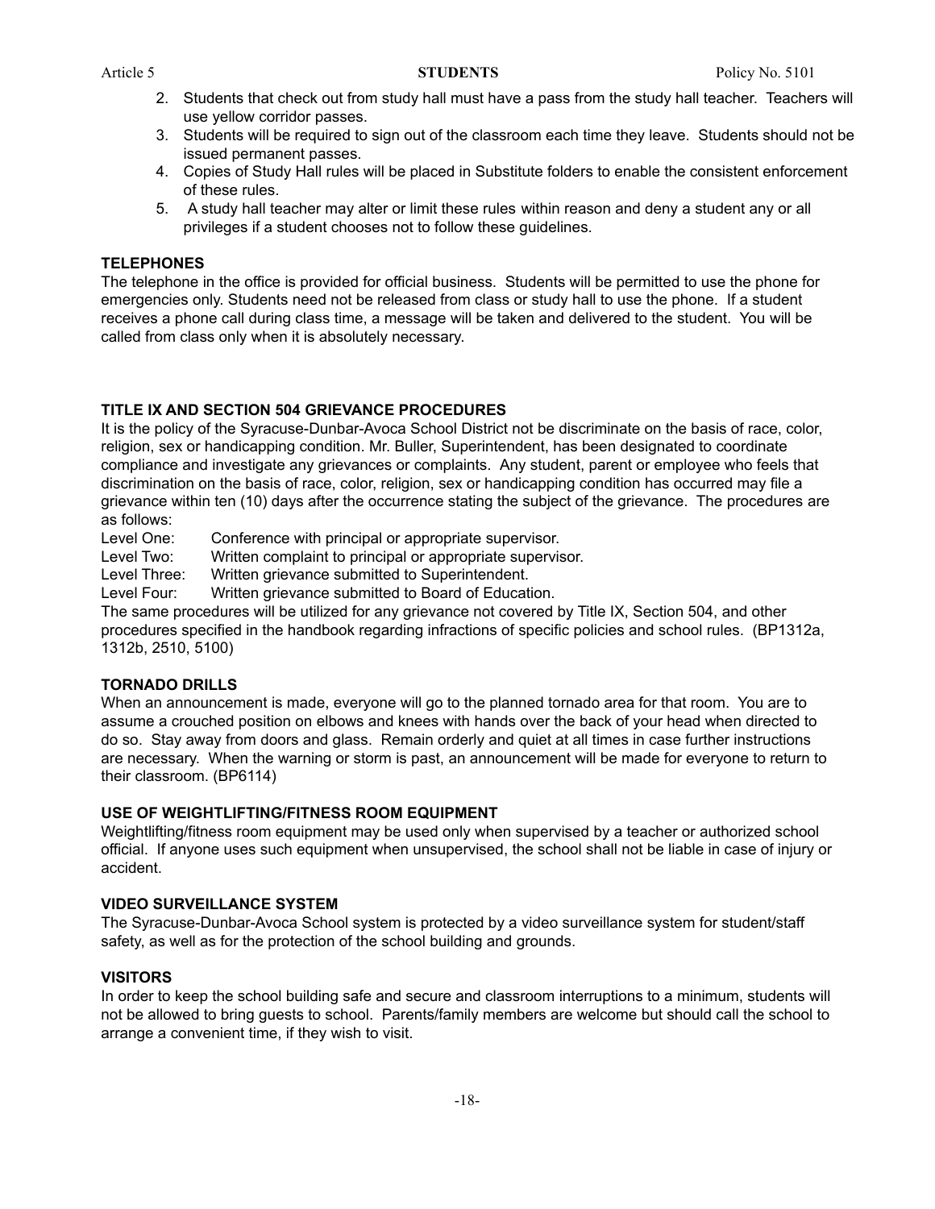2. Students that check out from study hall must have a pass from the study hall teacher. Teachers will use yellow corridor passes.
3. Students will be required to sign out of the classroom each time they leave. Students should not be issued permanent passes.
4. Copies of Study Hall rules will be placed in Substitute folders to enable the consistent enforcement of these rules.
5. A study hall teacher may alter or limit these rules within reason and deny a student any or all privileges if a student chooses not to follow these guidelines.

**TELEPHONES**

The telephone in the office is provided for official business. Students will be permitted to use the phone for emergencies only. Students need not be released from class or study hall to use the phone. If a student receives a phone call during class time, a message will be taken and delivered to the student. You will be called from class only when it is absolutely necessary.

**TITLE IX AND SECTION 504 GRIEVANCE PROCEDURES**

It is the policy of the Syracuse-Dunbar-Avoca School District not be discriminate on the basis of race, color, religion, sex or handicapping condition. Mr. Buller, Superintendent, has been designated to coordinate compliance and investigate any grievances or complaints. Any student, parent or employee who feels that discrimination on the basis of race, color, religion, sex or handicapping condition has occurred may file a grievance within ten (10) days after the occurrence stating the subject of the grievance. The procedures are as follows:

Level One: Conference with principal or appropriate supervisor.
Level Two: Written complaint to principal or appropriate supervisor.
Level Three: Written grievance submitted to Superintendent.
Level Four: Written grievance submitted to Board of Education.

The same procedures will be utilized for any grievance not covered by Title IX, Section 504, and other procedures specified in the handbook regarding infractions of specific policies and school rules. (BP1312a, 1312b, 2510, 5100)

**TORNADO DRILLS**

When an announcement is made, everyone will go to the planned tornado area for that room. You are to assume a crouched position on elbows and knees with hands over the back of your head when directed to do so. Stay away from doors and glass. Remain orderly and quiet at all times in case further instructions are necessary. When the warning or storm is past, an announcement will be made for everyone to return to their classroom. (BP6114)

**USE OF WEIGHTLIFTING/FITNESS ROOM EQUIPMENT**

Weightlifting/fitness room equipment may be used only when supervised by a teacher or authorized school official. If anyone uses such equipment when unsupervised, the school shall not be liable in case of injury or accident.

**VIDEO SURVEILLANCE SYSTEM**

The Syracuse-Dunbar-Avoca School system is protected by a video surveillance system for student/staff safety, as well as for the protection of the school building and grounds.

**VISITORS**

In order to keep the school building safe and secure and classroom interruptions to a minimum, students will not be allowed to bring guests to school. Parents/family members are welcome but should call the school to arrange a convenient time, if they wish to visit.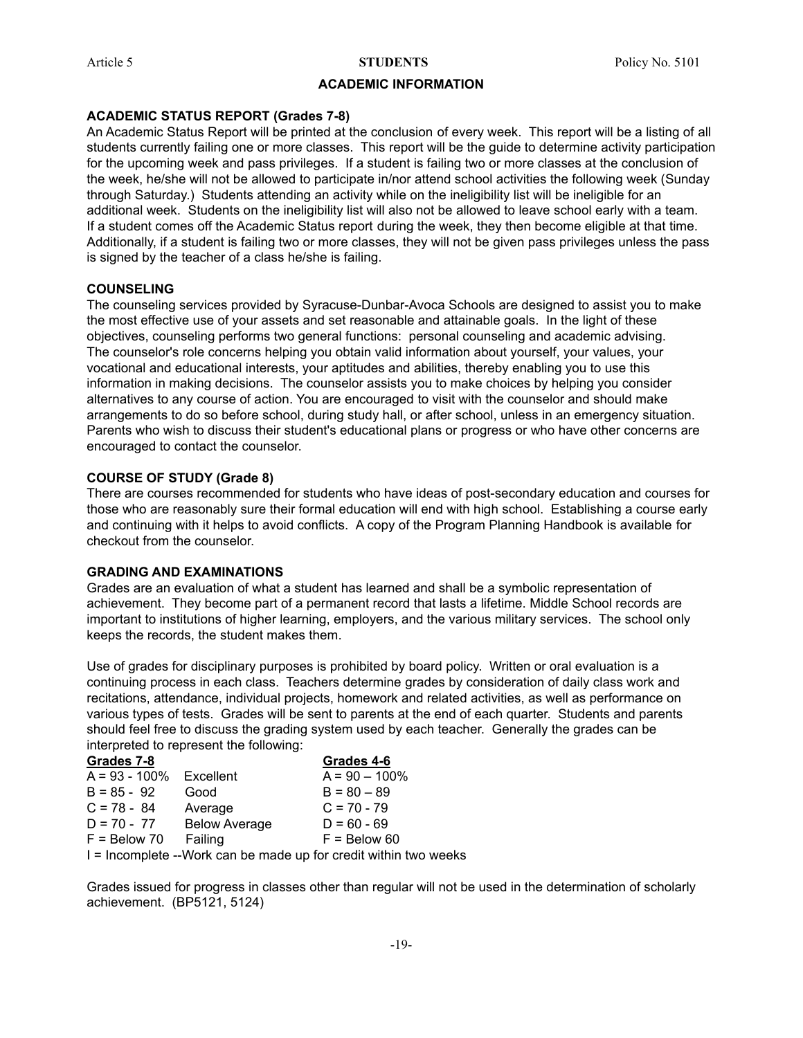## ACADEMIC INFORMATION

### ACADEMIC STATUS REPORT (Grades 7-8)

An Academic Status Report will be printed at the conclusion of every week. This report will be a listing of all students currently failing one or more classes. This report will be the guide to determine activity participation for the upcoming week and pass privileges. If a student is failing two or more classes at the conclusion of the week, he/she will not be allowed to participate in/nor attend school activities the following week (Sunday through Saturday.) Students attending an activity while on the ineligibility list will be ineligible for an additional week. Students on the ineligibility list will also not be allowed to leave school early with a team. If a student comes off the Academic Status report during the week, they then become eligible at that time. Additionally, if a student is failing two or more classes, they will not be given pass privileges unless the pass is signed by the teacher of a class he/she is failing.

### COUNSELING

The counseling services provided by Syracuse-Dunbar-Avoca Schools are designed to assist you to make the most effective use of your assets and set reasonable and attainable goals. In the light of these objectives, counseling performs two general functions: personal counseling and academic advising. The counselor's role concerns helping you obtain valid information about yourself, your values, your vocational and educational interests, your aptitudes and abilities, thereby enabling you to use this information in making decisions. The counselor assists you to make choices by helping you consider alternatives to any course of action. You are encouraged to visit with the counselor and should make arrangements to do so before school, during study hall, or after school, unless in an emergency situation. Parents who wish to discuss their student's educational plans or progress or who have other concerns are encouraged to contact the counselor.

### COURSE OF STUDY (Grade 8)

There are courses recommended for students who have ideas of post-secondary education and courses for those who are reasonably sure their formal education will end with high school. Establishing a course early and continuing with it helps to avoid conflicts. A copy of the Program Planning Handbook is available for checkout from the counselor.

### GRADING AND EXAMINATIONS

Grades are an evaluation of what a student has learned and shall be a symbolic representation of achievement. They become part of a permanent record that lasts a lifetime. Middle School records are important to institutions of higher learning, employers, and the various military services. The school only keeps the records, the student makes them.

Use of grades for disciplinary purposes is prohibited by board policy. Written or oral evaluation is a continuing process in each class. Teachers determine grades by consideration of daily class work and recitations, attendance, individual projects, homework and related activities, as well as performance on various types of tests. Grades will be sent to parents at the end of each quarter. Students and parents should feel free to discuss the grading system used by each teacher. Generally the grades can be interpreted to represent the following:

| Grades 7-8 | | Grades 4-6 |
|---|---|---|
| A = 93 - 100% | Excellent | A = 90 – 100% |
| B = 85 - 92 | Good | B = 80 – 89 |
| C = 78 - 84 | Average | C = 70 - 79 |
| D = 70 - 77 | Below Average | D = 60 - 69 |
| F = Below 70 | Failing | F = Below 60 |

I = Incomplete --Work can be made up for credit within two weeks

Grades issued for progress in classes other than regular will not be used in the determination of scholarly achievement. (BP5121, 5124)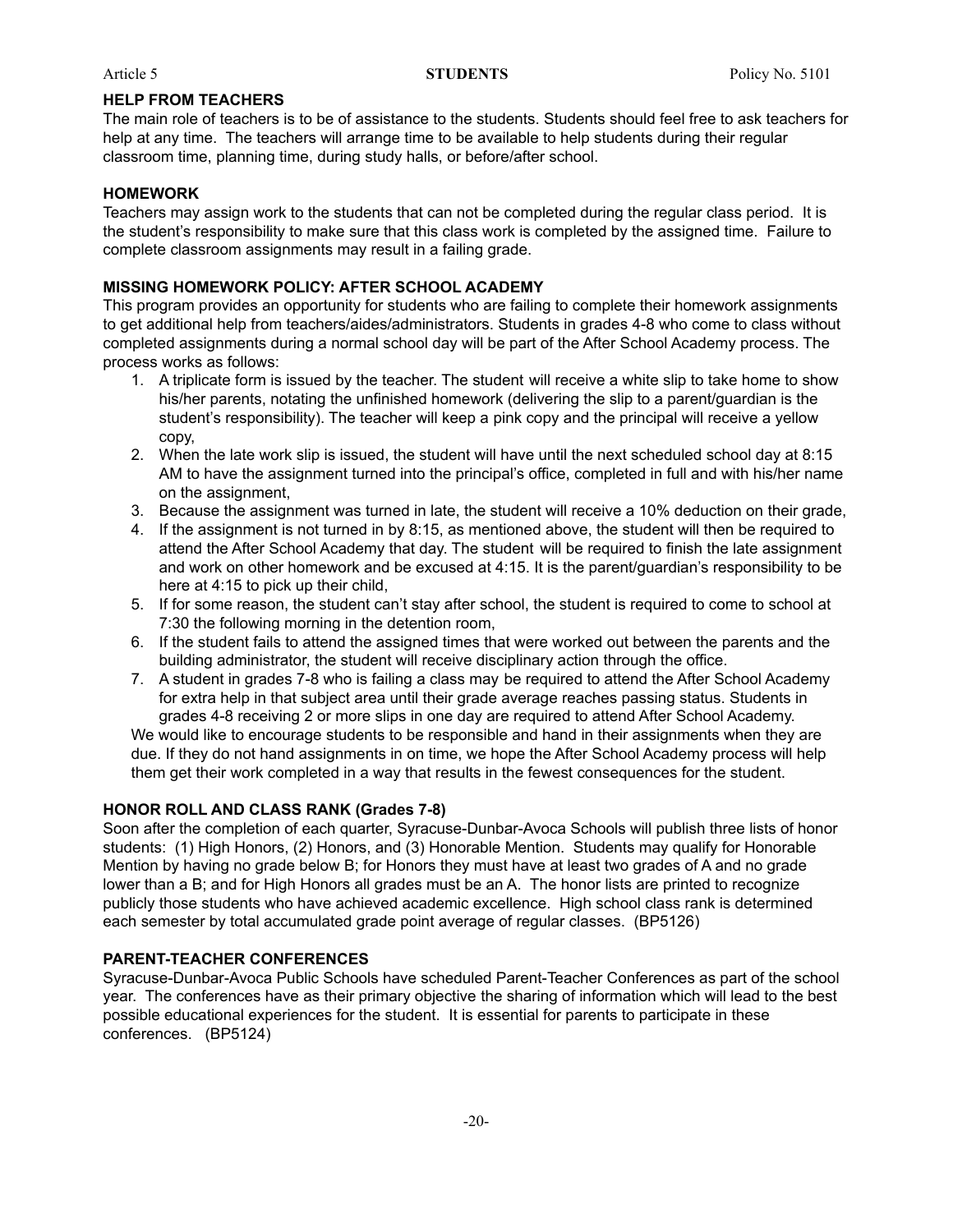### HELP FROM TEACHERS

The main role of teachers is to be of assistance to the students. Students should feel free to ask teachers for help at any time. The teachers will arrange time to be available to help students during their regular classroom time, planning time, during study halls, or before/after school.

### HOMEWORK

Teachers may assign work to the students that can not be completed during the regular class period. It is the student's responsibility to make sure that this class work is completed by the assigned time. Failure to complete classroom assignments may result in a failing grade.

### MISSING HOMEWORK POLICY: AFTER SCHOOL ACADEMY

This program provides an opportunity for students who are failing to complete their homework assignments to get additional help from teachers/aides/administrators. Students in grades 4-8 who come to class without completed assignments during a normal school day will be part of the After School Academy process. The process works as follows:

1. A triplicate form is issued by the teacher. The student will receive a white slip to take home to show his/her parents, notating the unfinished homework (delivering the slip to a parent/guardian is the student's responsibility). The teacher will keep a pink copy and the principal will receive a yellow copy,
2. When the late work slip is issued, the student will have until the next scheduled school day at 8:15 AM to have the assignment turned into the principal's office, completed in full and with his/her name on the assignment,
3. Because the assignment was turned in late, the student will receive a 10% deduction on their grade,
4. If the assignment is not turned in by 8:15, as mentioned above, the student will then be required to attend the After School Academy that day. The student will be required to finish the late assignment and work on other homework and be excused at 4:15. It is the parent/guardian's responsibility to be here at 4:15 to pick up their child,
5. If for some reason, the student can't stay after school, the student is required to come to school at 7:30 the following morning in the detention room,
6. If the student fails to attend the assigned times that were worked out between the parents and the building administrator, the student will receive disciplinary action through the office.
7. A student in grades 7-8 who is failing a class may be required to attend the After School Academy for extra help in that subject area until their grade average reaches passing status. Students in grades 4-8 receiving 2 or more slips in one day are required to attend After School Academy.

We would like to encourage students to be responsible and hand in their assignments when they are due. If they do not hand assignments in on time, we hope the After School Academy process will help them get their work completed in a way that results in the fewest consequences for the student.

### HONOR ROLL AND CLASS RANK (Grades 7-8)

Soon after the completion of each quarter, Syracuse-Dunbar-Avoca Schools will publish three lists of honor students: (1) High Honors, (2) Honors, and (3) Honorable Mention. Students may qualify for Honorable Mention by having no grade below B; for Honors they must have at least two grades of A and no grade lower than a B; and for High Honors all grades must be an A. The honor lists are printed to recognize publicly those students who have achieved academic excellence. High school class rank is determined each semester by total accumulated grade point average of regular classes. (BP5126)

### PARENT-TEACHER CONFERENCES

Syracuse-Dunbar-Avoca Public Schools have scheduled Parent-Teacher Conferences as part of the school year. The conferences have as their primary objective the sharing of information which will lead to the best possible educational experiences for the student. It is essential for parents to participate in these conferences. (BP5124)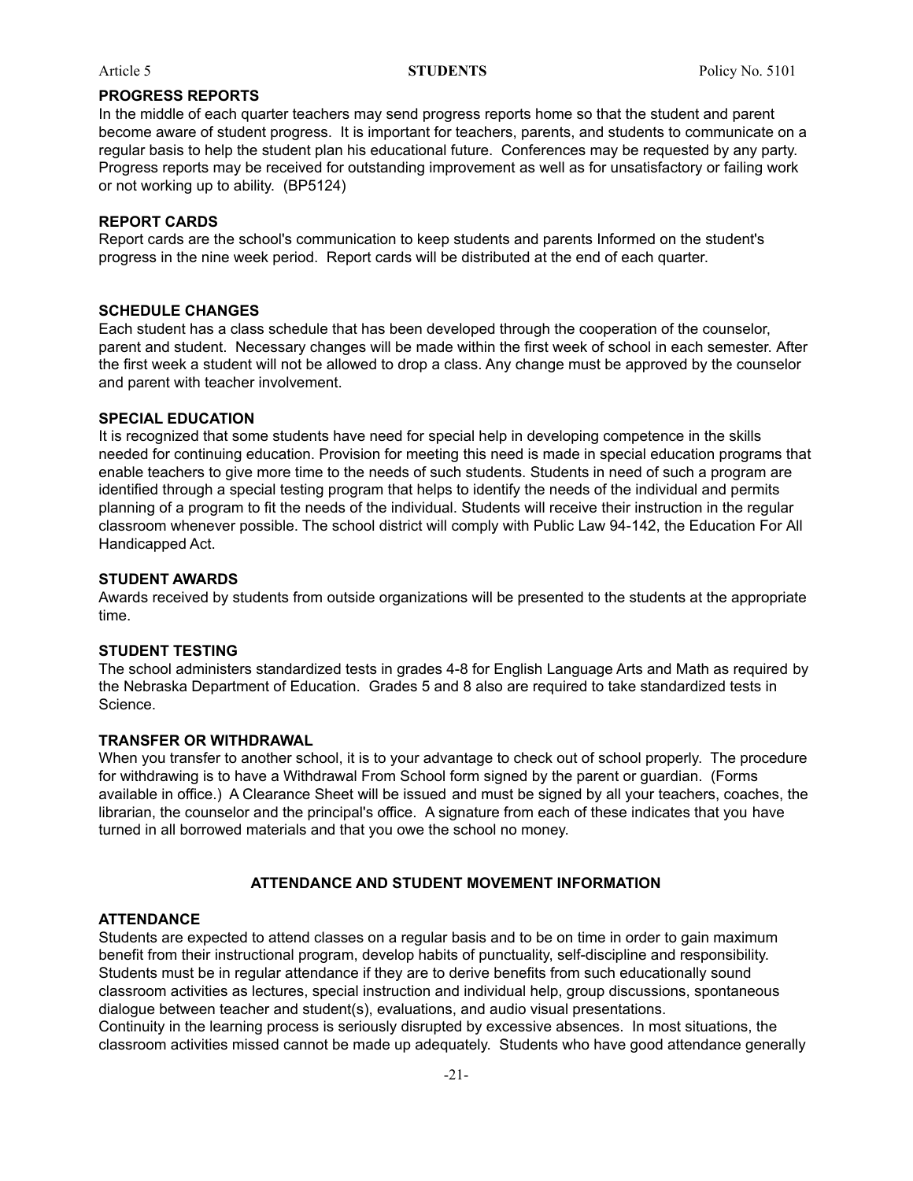**PROGRESS REPORTS**

In the middle of each quarter teachers may send progress reports home so that the student and parent become aware of student progress. It is important for teachers, parents, and students to communicate on a regular basis to help the student plan his educational future. Conferences may be requested by any party. Progress reports may be received for outstanding improvement as well as for unsatisfactory or failing work or not working up to ability. (BP5124)

**REPORT CARDS**

Report cards are the school's communication to keep students and parents Informed on the student's progress in the nine week period. Report cards will be distributed at the end of each quarter.

**SCHEDULE CHANGES**

Each student has a class schedule that has been developed through the cooperation of the counselor, parent and student. Necessary changes will be made within the first week of school in each semester. After the first week a student will not be allowed to drop a class. Any change must be approved by the counselor and parent with teacher involvement.

**SPECIAL EDUCATION**

It is recognized that some students have need for special help in developing competence in the skills needed for continuing education. Provision for meeting this need is made in special education programs that enable teachers to give more time to the needs of such students. Students in need of such a program are identified through a special testing program that helps to identify the needs of the individual and permits planning of a program to fit the needs of the individual. Students will receive their instruction in the regular classroom whenever possible. The school district will comply with Public Law 94-142, the Education For All Handicapped Act.

**STUDENT AWARDS**

Awards received by students from outside organizations will be presented to the students at the appropriate time.

**STUDENT TESTING**

The school administers standardized tests in grades 4-8 for English Language Arts and Math as required by the Nebraska Department of Education. Grades 5 and 8 also are required to take standardized tests in Science.

**TRANSFER OR WITHDRAWAL**

When you transfer to another school, it is to your advantage to check out of school properly. The procedure for withdrawing is to have a Withdrawal From School form signed by the parent or guardian. (Forms available in office.) A Clearance Sheet will be issued and must be signed by all your teachers, coaches, the librarian, the counselor and the principal's office. A signature from each of these indicates that you have turned in all borrowed materials and that you owe the school no money.

## ATTENDANCE AND STUDENT MOVEMENT INFORMATION

**ATTENDANCE**

Students are expected to attend classes on a regular basis and to be on time in order to gain maximum benefit from their instructional program, develop habits of punctuality, self-discipline and responsibility. Students must be in regular attendance if they are to derive benefits from such educationally sound classroom activities as lectures, special instruction and individual help, group discussions, spontaneous dialogue between teacher and student(s), evaluations, and audio visual presentations.

Continuity in the learning process is seriously disrupted by excessive absences. In most situations, the classroom activities missed cannot be made up adequately. Students who have good attendance generally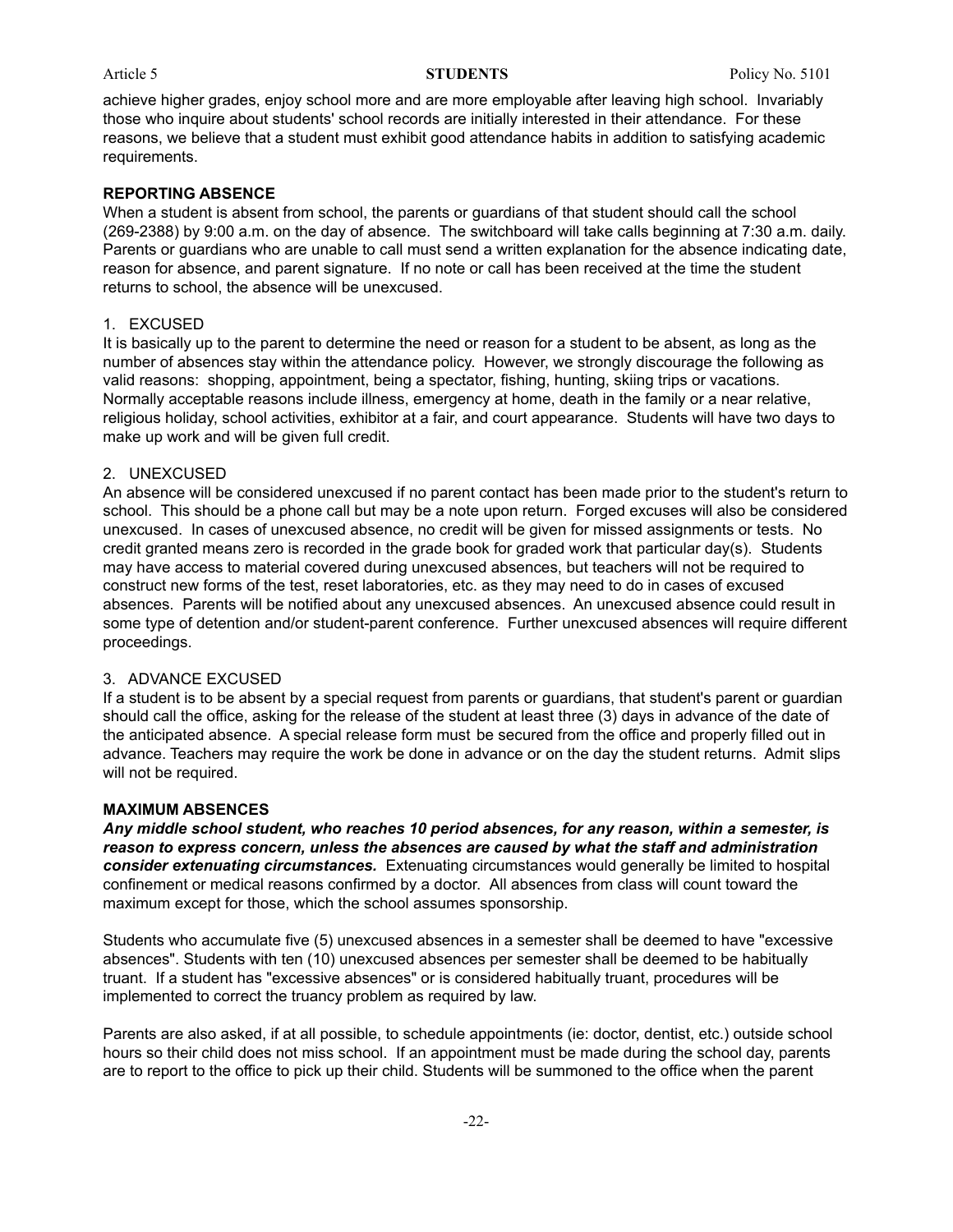achieve higher grades, enjoy school more and are more employable after leaving high school. Invariably those who inquire about students' school records are initially interested in their attendance. For these reasons, we believe that a student must exhibit good attendance habits in addition to satisfying academic requirements.

**REPORTING ABSENCE**

When a student is absent from school, the parents or guardians of that student should call the school (269-2388) by 9:00 a.m. on the day of absence. The switchboard will take calls beginning at 7:30 a.m. daily. Parents or guardians who are unable to call must send a written explanation for the absence indicating date, reason for absence, and parent signature. If no note or call has been received at the time the student returns to school, the absence will be unexcused.

1. EXCUSED

It is basically up to the parent to determine the need or reason for a student to be absent, as long as the number of absences stay within the attendance policy. However, we strongly discourage the following as valid reasons: shopping, appointment, being a spectator, fishing, hunting, skiing trips or vacations. Normally acceptable reasons include illness, emergency at home, death in the family or a near relative, religious holiday, school activities, exhibitor at a fair, and court appearance. Students will have two days to make up work and will be given full credit.

2. UNEXCUSED

An absence will be considered unexcused if no parent contact has been made prior to the student's return to school. This should be a phone call but may be a note upon return. Forged excuses will also be considered unexcused. In cases of unexcused absence, no credit will be given for missed assignments or tests. No credit granted means zero is recorded in the grade book for graded work that particular day(s). Students may have access to material covered during unexcused absences, but teachers will not be required to construct new forms of the test, reset laboratories, etc. as they may need to do in cases of excused absences. Parents will be notified about any unexcused absences. An unexcused absence could result in some type of detention and/or student-parent conference. Further unexcused absences will require different proceedings.

3. ADVANCE EXCUSED

If a student is to be absent by a special request from parents or guardians, that student's parent or guardian should call the office, asking for the release of the student at least three (3) days in advance of the date of the anticipated absence. A special release form must be secured from the office and properly filled out in advance. Teachers may require the work be done in advance or on the day the student returns. Admit slips will not be required.

**MAXIMUM ABSENCES**

***Any middle school student, who reaches 10 period absences, for any reason, within a semester, is reason to express concern, unless the absences are caused by what the staff and administration consider extenuating circumstances.*** Extenuating circumstances would generally be limited to hospital confinement or medical reasons confirmed by a doctor. All absences from class will count toward the maximum except for those, which the school assumes sponsorship.

Students who accumulate five (5) unexcused absences in a semester shall be deemed to have "excessive absences". Students with ten (10) unexcused absences per semester shall be deemed to be habitually truant. If a student has "excessive absences" or is considered habitually truant, procedures will be implemented to correct the truancy problem as required by law.

Parents are also asked, if at all possible, to schedule appointments (ie: doctor, dentist, etc.) outside school hours so their child does not miss school. If an appointment must be made during the school day, parents are to report to the office to pick up their child. Students will be summoned to the office when the parent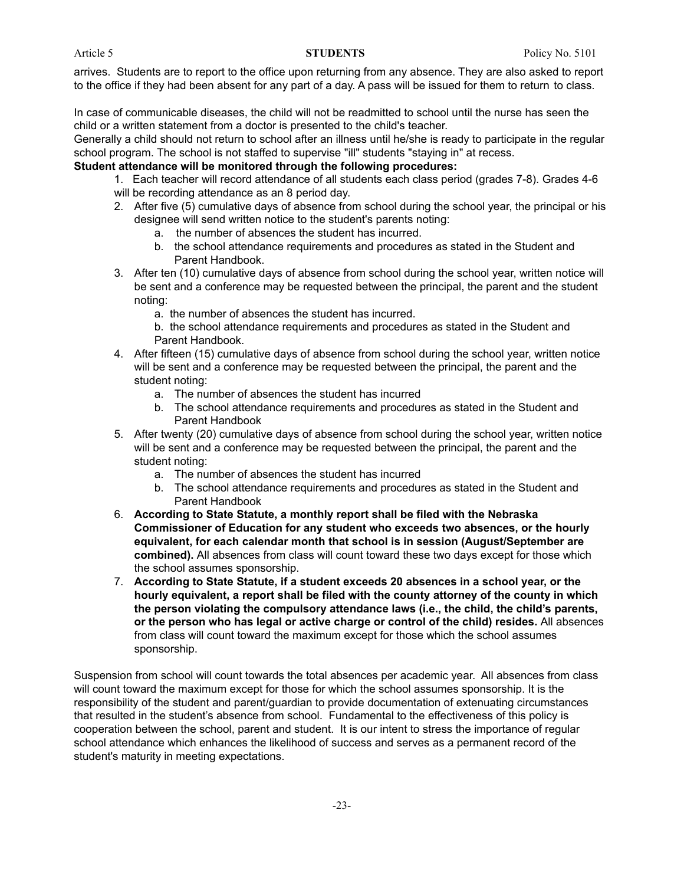arrives. Students are to report to the office upon returning from any absence. They are also asked to report to the office if they had been absent for any part of a day. A pass will be issued for them to return to class.

In case of communicable diseases, the child will not be readmitted to school until the nurse has seen the child or a written statement from a doctor is presented to the child's teacher.
Generally a child should not return to school after an illness until he/she is ready to participate in the regular school program. The school is not staffed to supervise "ill" students "staying in" at recess.

**Student attendance will be monitored through the following procedures:**

1. Each teacher will record attendance of all students each class period (grades 7-8). Grades 4-6 will be recording attendance as an 8 period day.
2. After five (5) cumulative days of absence from school during the school year, the principal or his designee will send written notice to the student's parents noting:
   a. the number of absences the student has incurred.
   b. the school attendance requirements and procedures as stated in the Student and Parent Handbook.
3. After ten (10) cumulative days of absence from school during the school year, written notice will be sent and a conference may be requested between the principal, the parent and the student noting:
   a. the number of absences the student has incurred.
   b. the school attendance requirements and procedures as stated in the Student and Parent Handbook.
4. After fifteen (15) cumulative days of absence from school during the school year, written notice will be sent and a conference may be requested between the principal, the parent and the student noting:
   a. The number of absences the student has incurred
   b. The school attendance requirements and procedures as stated in the Student and Parent Handbook
5. After twenty (20) cumulative days of absence from school during the school year, written notice will be sent and a conference may be requested between the principal, the parent and the student noting:
   a. The number of absences the student has incurred
   b. The school attendance requirements and procedures as stated in the Student and Parent Handbook
6. **According to State Statute, a monthly report shall be filed with the Nebraska Commissioner of Education for any student who exceeds two absences, or the hourly equivalent, for each calendar month that school is in session (August/September are combined).** All absences from class will count toward these two days except for those which the school assumes sponsorship.
7. **According to State Statute, if a student exceeds 20 absences in a school year, or the hourly equivalent, a report shall be filed with the county attorney of the county in which the person violating the compulsory attendance laws (i.e., the child, the child's parents, or the person who has legal or active charge or control of the child) resides.** All absences from class will count toward the maximum except for those which the school assumes sponsorship.

Suspension from school will count towards the total absences per academic year. All absences from class will count toward the maximum except for those for which the school assumes sponsorship. It is the responsibility of the student and parent/guardian to provide documentation of extenuating circumstances that resulted in the student's absence from school. Fundamental to the effectiveness of this policy is cooperation between the school, parent and student. It is our intent to stress the importance of regular school attendance which enhances the likelihood of success and serves as a permanent record of the student's maturity in meeting expectations.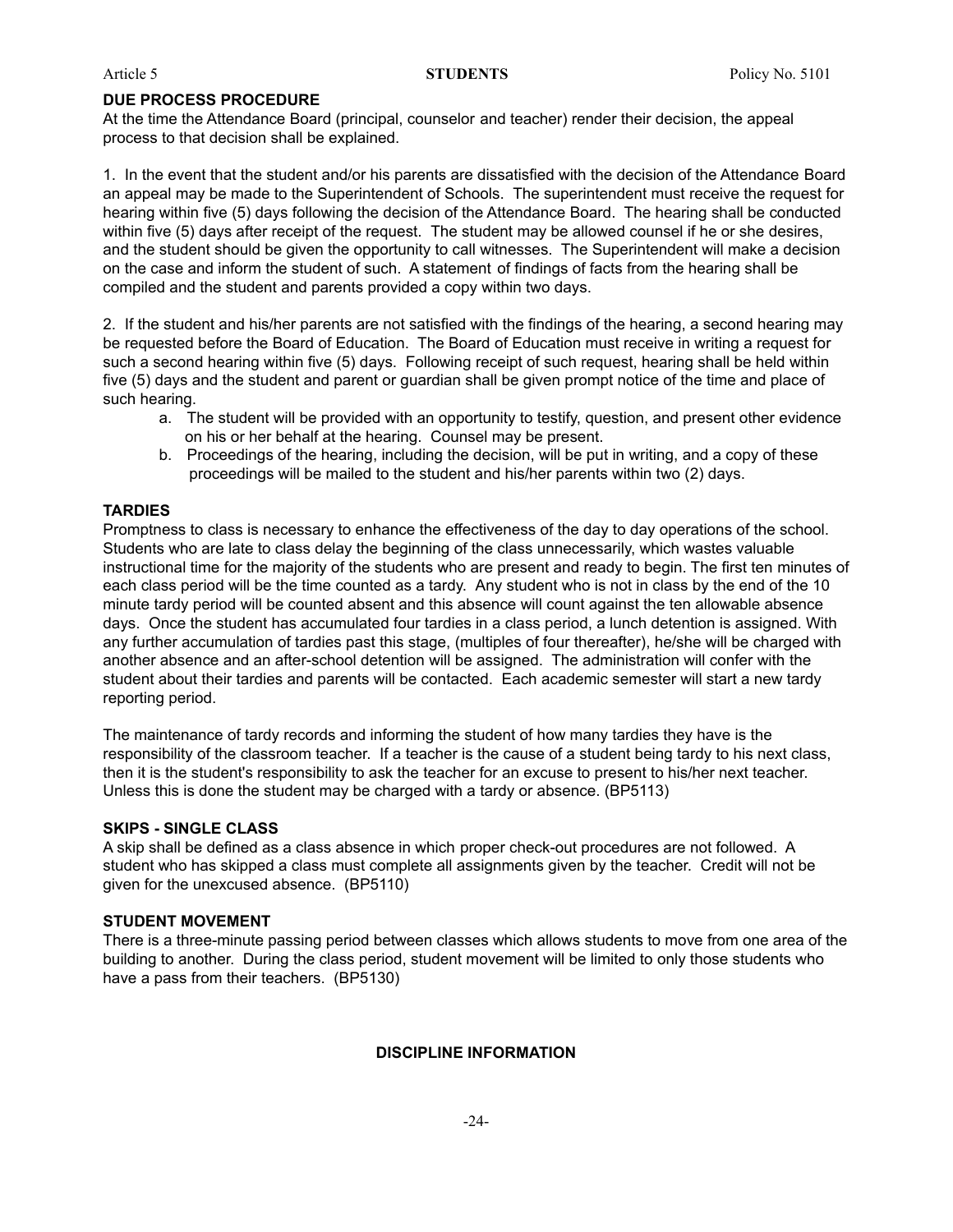**DUE PROCESS PROCEDURE**

At the time the Attendance Board (principal, counselor and teacher) render their decision, the appeal process to that decision shall be explained.

1. In the event that the student and/or his parents are dissatisfied with the decision of the Attendance Board an appeal may be made to the Superintendent of Schools. The superintendent must receive the request for hearing within five (5) days following the decision of the Attendance Board. The hearing shall be conducted within five (5) days after receipt of the request. The student may be allowed counsel if he or she desires, and the student should be given the opportunity to call witnesses. The Superintendent will make a decision on the case and inform the student of such. A statement of findings of facts from the hearing shall be compiled and the student and parents provided a copy within two days.

2. If the student and his/her parents are not satisfied with the findings of the hearing, a second hearing may be requested before the Board of Education. The Board of Education must receive in writing a request for such a second hearing within five (5) days. Following receipt of such request, hearing shall be held within five (5) days and the student and parent or guardian shall be given prompt notice of the time and place of such hearing.
   a. The student will be provided with an opportunity to testify, question, and present other evidence on his or her behalf at the hearing. Counsel may be present.
   b. Proceedings of the hearing, including the decision, will be put in writing, and a copy of these proceedings will be mailed to the student and his/her parents within two (2) days.

**TARDIES**

Promptness to class is necessary to enhance the effectiveness of the day to day operations of the school. Students who are late to class delay the beginning of the class unnecessarily, which wastes valuable instructional time for the majority of the students who are present and ready to begin. The first ten minutes of each class period will be the time counted as a tardy. Any student who is not in class by the end of the 10 minute tardy period will be counted absent and this absence will count against the ten allowable absence days. Once the student has accumulated four tardies in a class period, a lunch detention is assigned. With any further accumulation of tardies past this stage, (multiples of four thereafter), he/she will be charged with another absence and an after-school detention will be assigned. The administration will confer with the student about their tardies and parents will be contacted. Each academic semester will start a new tardy reporting period.

The maintenance of tardy records and informing the student of how many tardies they have is the responsibility of the classroom teacher. If a teacher is the cause of a student being tardy to his next class, then it is the student's responsibility to ask the teacher for an excuse to present to his/her next teacher. Unless this is done the student may be charged with a tardy or absence. (BP5113)

**SKIPS - SINGLE CLASS**

A skip shall be defined as a class absence in which proper check-out procedures are not followed. A student who has skipped a class must complete all assignments given by the teacher. Credit will not be given for the unexcused absence. (BP5110)

**STUDENT MOVEMENT**

There is a three-minute passing period between classes which allows students to move from one area of the building to another. During the class period, student movement will be limited to only those students who have a pass from their teachers. (BP5130)

**DISCIPLINE INFORMATION**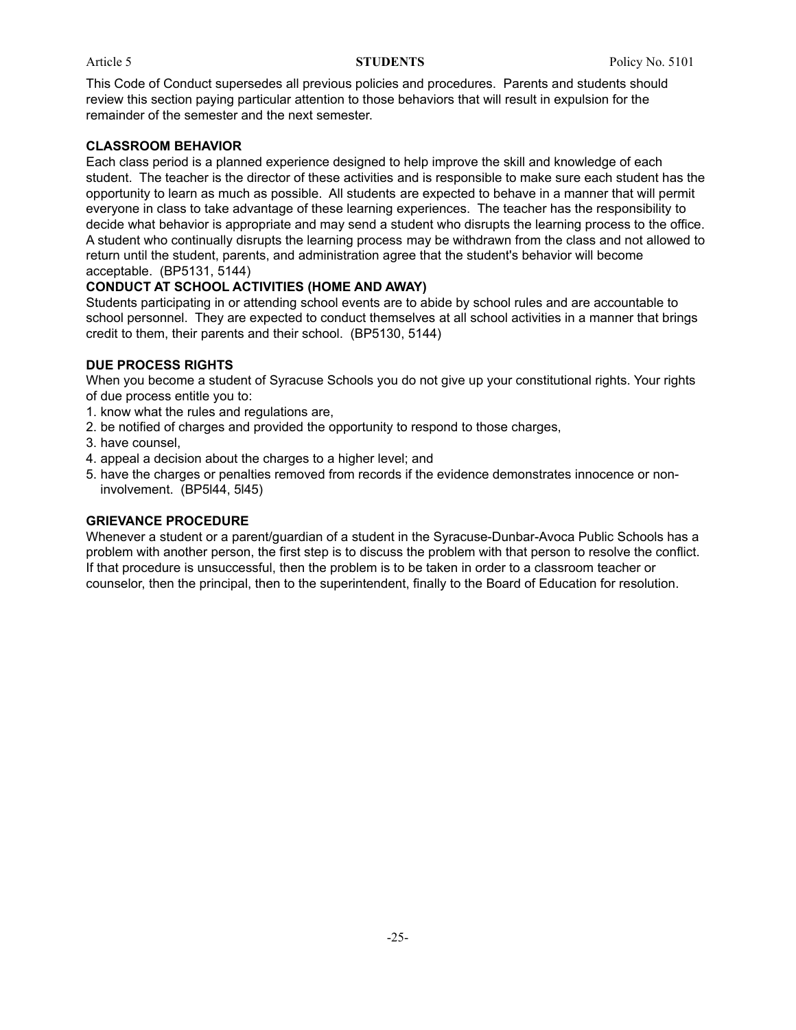This Code of Conduct supersedes all previous policies and procedures. Parents and students should review this section paying particular attention to those behaviors that will result in expulsion for the remainder of the semester and the next semester.

**CLASSROOM BEHAVIOR**

Each class period is a planned experience designed to help improve the skill and knowledge of each student. The teacher is the director of these activities and is responsible to make sure each student has the opportunity to learn as much as possible. All students are expected to behave in a manner that will permit everyone in class to take advantage of these learning experiences. The teacher has the responsibility to decide what behavior is appropriate and may send a student who disrupts the learning process to the office. A student who continually disrupts the learning process may be withdrawn from the class and not allowed to return until the student, parents, and administration agree that the student's behavior will become acceptable. (BP5131, 5144)

**CONDUCT AT SCHOOL ACTIVITIES (HOME AND AWAY)**

Students participating in or attending school events are to abide by school rules and are accountable to school personnel. They are expected to conduct themselves at all school activities in a manner that brings credit to them, their parents and their school. (BP5130, 5144)

**DUE PROCESS RIGHTS**

When you become a student of Syracuse Schools you do not give up your constitutional rights. Your rights of due process entitle you to:

1. know what the rules and regulations are,
2. be notified of charges and provided the opportunity to respond to those charges,
3. have counsel,
4. appeal a decision about the charges to a higher level; and
5. have the charges or penalties removed from records if the evidence demonstrates innocence or non-involvement. (BP5l44, 5l45)

**GRIEVANCE PROCEDURE**

Whenever a student or a parent/guardian of a student in the Syracuse-Dunbar-Avoca Public Schools has a problem with another person, the first step is to discuss the problem with that person to resolve the conflict. If that procedure is unsuccessful, then the problem is to be taken in order to a classroom teacher or counselor, then the principal, then to the superintendent, finally to the Board of Education for resolution.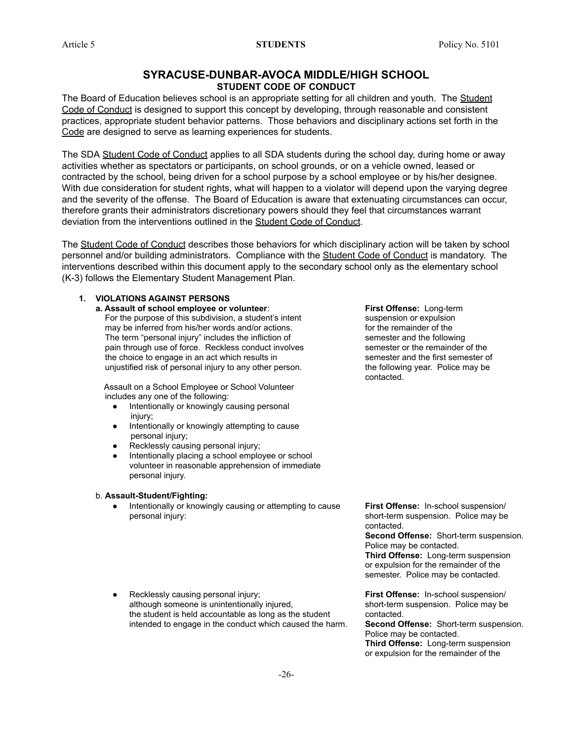## SYRACUSE-DUNBAR-AVOCA MIDDLE/HIGH SCHOOL
### STUDENT CODE OF CONDUCT

The Board of Education believes school is an appropriate setting for all children and youth. The Student Code of Conduct is designed to support this concept by developing, through reasonable and consistent practices, appropriate student behavior patterns. Those behaviors and disciplinary actions set forth in the Code are designed to serve as learning experiences for students.

The SDA Student Code of Conduct applies to all SDA students during the school day, during home or away activities whether as spectators or participants, on school grounds, or on a vehicle owned, leased or contracted by the school, being driven for a school purpose by a school employee or by his/her designee. With due consideration for student rights, what will happen to a violator will depend upon the varying degree and the severity of the offense. The Board of Education is aware that extenuating circumstances can occur, therefore grants their administrators discretionary powers should they feel that circumstances warrant deviation from the interventions outlined in the Student Code of Conduct.

The Student Code of Conduct describes those behaviors for which disciplinary action will be taken by school personnel and/or building administrators. Compliance with the Student Code of Conduct is mandatory. The interventions described within this document apply to the secondary school only as the elementary school (K-3) follows the Elementary Student Management Plan.

**1. VIOLATIONS AGAINST PERSONS**

**a. Assault of school employee or volunteer**:
For the purpose of this subdivision, a student's intent may be inferred from his/her words and/or actions. The term "personal injury" includes the infliction of pain through use of force. Reckless conduct involves the choice to engage in an act which results in unjustified risk of personal injury to any other person.

**First Offense:** Long-term suspension or expulsion for the remainder of the semester and the following semester or the remainder of the semester and the first semester of the following year. Police may be contacted.

Assault on a School Employee or School Volunteer includes any one of the following:

- Intentionally or knowingly causing personal injury;
- Intentionally or knowingly attempting to cause personal injury;
- Recklessly causing personal injury;
- Intentionally placing a school employee or school volunteer in reasonable apprehension of immediate personal injury.

b. **Assault-Student/Fighting:**

- Intentionally or knowingly causing or attempting to cause personal injury:

  **First Offense:** In-school suspension/ short-term suspension. Police may be contacted.
  **Second Offense:** Short-term suspension. Police may be contacted.
  **Third Offense:** Long-term suspension or expulsion for the remainder of the semester. Police may be contacted.

- Recklessly causing personal injury; although someone is unintentionally injured, the student is held accountable as long as the student intended to engage in the conduct which caused the harm.

  **First Offense:** In-school suspension/ short-term suspension. Police may be contacted.
  **Second Offense:** Short-term suspension. Police may be contacted.
  **Third Offense:** Long-term suspension or expulsion for the remainder of the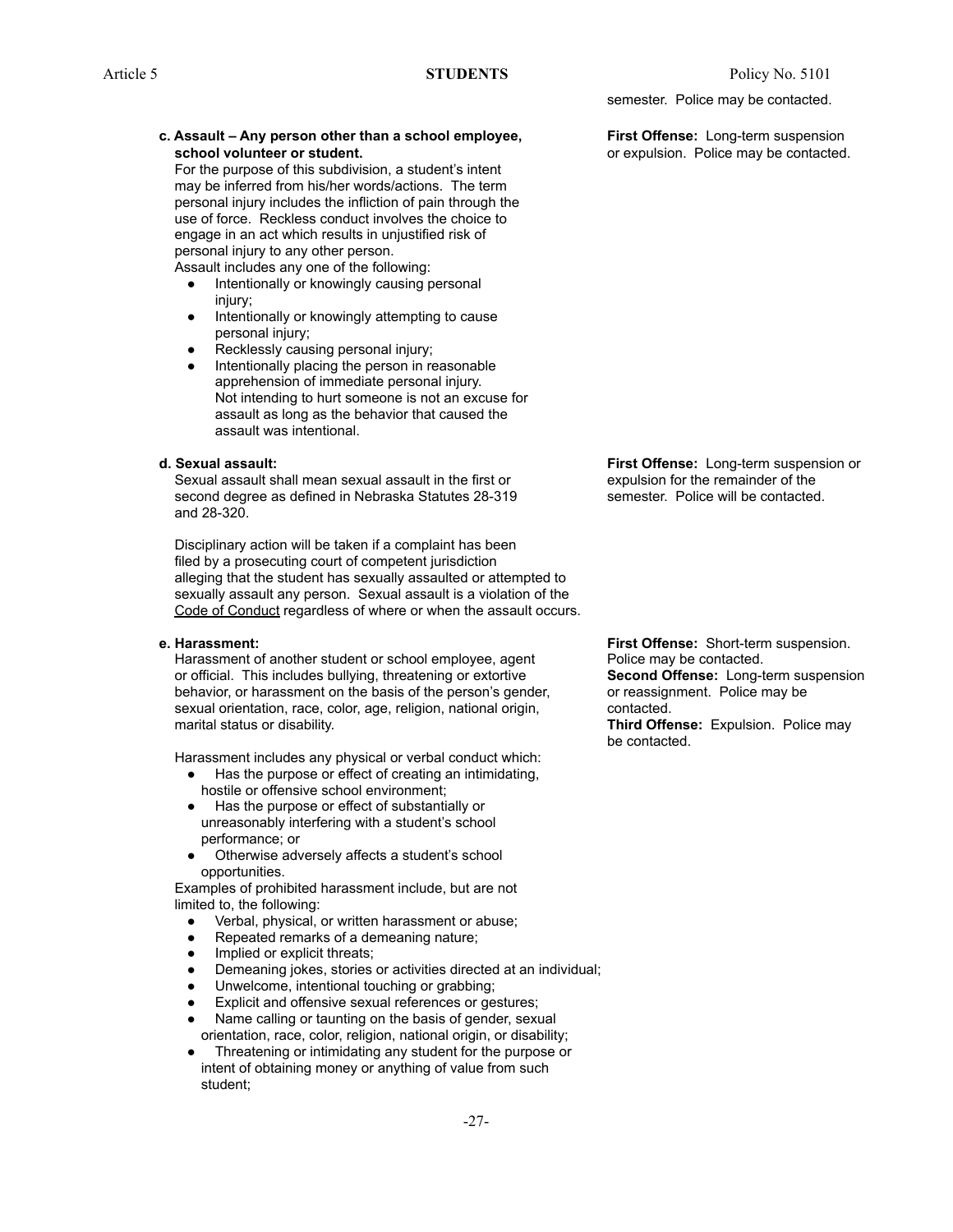semester. Police may be contacted.

**c. Assault – Any person other than a school employee, school volunteer or student.**

For the purpose of this subdivision, a student's intent may be inferred from his/her words/actions. The term personal injury includes the infliction of pain through the use of force. Reckless conduct involves the choice to engage in an act which results in unjustified risk of personal injury to any other person.

Assault includes any one of the following:

- Intentionally or knowingly causing personal injury;
- Intentionally or knowingly attempting to cause personal injury;
- Recklessly causing personal injury;
- Intentionally placing the person in reasonable apprehension of immediate personal injury. Not intending to hurt someone is not an excuse for assault as long as the behavior that caused the assault was intentional.

**First Offense:** Long-term suspension or expulsion. Police may be contacted.

**d. Sexual assault:**

Sexual assault shall mean sexual assault in the first or second degree as defined in Nebraska Statutes 28-319 and 28-320.

Disciplinary action will be taken if a complaint has been filed by a prosecuting court of competent jurisdiction alleging that the student has sexually assaulted or attempted to sexually assault any person. Sexual assault is a violation of the Code of Conduct regardless of where or when the assault occurs.

**First Offense:** Long-term suspension or expulsion for the remainder of the semester. Police will be contacted.

**e. Harassment:**

Harassment of another student or school employee, agent or official. This includes bullying, threatening or extortive behavior, or harassment on the basis of the person's gender, sexual orientation, race, color, age, religion, national origin, marital status or disability.

Harassment includes any physical or verbal conduct which:

- Has the purpose or effect of creating an intimidating, hostile or offensive school environment;
- Has the purpose or effect of substantially or unreasonably interfering with a student's school performance; or
- Otherwise adversely affects a student's school opportunities.

Examples of prohibited harassment include, but are not limited to, the following:

- Verbal, physical, or written harassment or abuse;
- Repeated remarks of a demeaning nature;
- Implied or explicit threats;
- Demeaning jokes, stories or activities directed at an individual;
- Unwelcome, intentional touching or grabbing;
- Explicit and offensive sexual references or gestures;
- Name calling or taunting on the basis of gender, sexual orientation, race, color, religion, national origin, or disability;
- Threatening or intimidating any student for the purpose or intent of obtaining money or anything of value from such student;

**First Offense:** Short-term suspension. Police may be contacted.
**Second Offense:** Long-term suspension or reassignment. Police may be contacted.
**Third Offense:** Expulsion. Police may be contacted.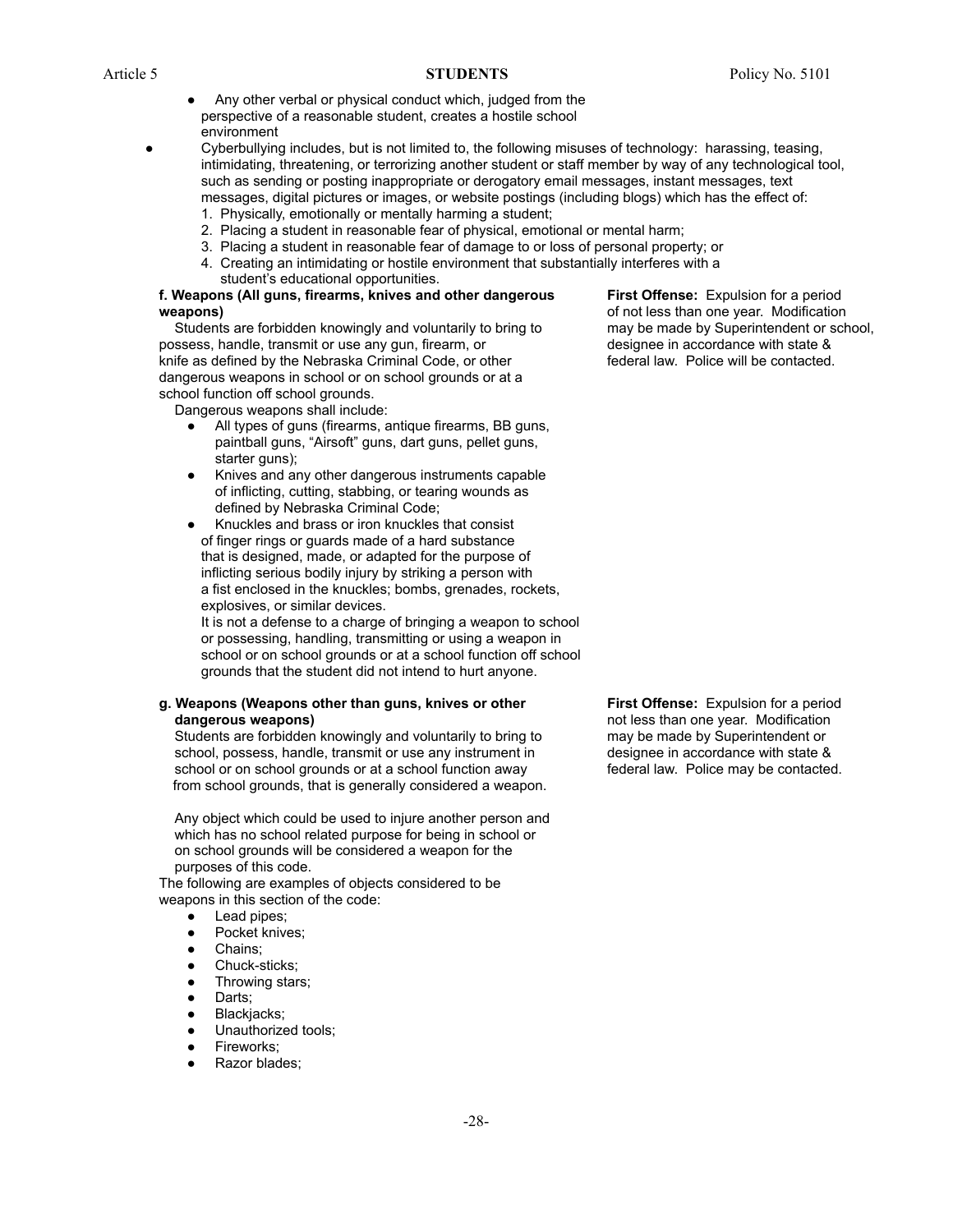- Any other verbal or physical conduct which, judged from the perspective of a reasonable student, creates a hostile school environment

- Cyberbullying includes, but is not limited to, the following misuses of technology: harassing, teasing, intimidating, threatening, or terrorizing another student or staff member by way of any technological tool, such as sending or posting inappropriate or derogatory email messages, instant messages, text messages, digital pictures or images, or website postings (including blogs) which has the effect of:
  1. Physically, emotionally or mentally harming a student;
  2. Placing a student in reasonable fear of physical, emotional or mental harm;
  3. Placing a student in reasonable fear of damage to or loss of personal property; or
  4. Creating an intimidating or hostile environment that substantially interferes with a student's educational opportunities.

**f. Weapons (All guns, firearms, knives and other dangerous weapons)**

Students are forbidden knowingly and voluntarily to bring to possess, handle, transmit or use any gun, firearm, or knife as defined by the Nebraska Criminal Code, or other dangerous weapons in school or on school grounds or at a school function off school grounds.

Dangerous weapons shall include:

- All types of guns (firearms, antique firearms, BB guns, paintball guns, "Airsoft" guns, dart guns, pellet guns, starter guns);
- Knives and any other dangerous instruments capable of inflicting, cutting, stabbing, or tearing wounds as defined by Nebraska Criminal Code;
- Knuckles and brass or iron knuckles that consist of finger rings or guards made of a hard substance that is designed, made, or adapted for the purpose of inflicting serious bodily injury by striking a person with a fist enclosed in the knuckles; bombs, grenades, rockets, explosives, or similar devices.

It is not a defense to a charge of bringing a weapon to school or possessing, handling, transmitting or using a weapon in school or on school grounds or at a school function off school grounds that the student did not intend to hurt anyone.

**First Offense:** Expulsion for a period of not less than one year. Modification may be made by Superintendent or school, designee in accordance with state & federal law. Police will be contacted.

**g. Weapons (Weapons other than guns, knives or other dangerous weapons)**

Students are forbidden knowingly and voluntarily to bring to school, possess, handle, transmit or use any instrument in school or on school grounds or at a school function away from school grounds, that is generally considered a weapon.

Any object which could be used to injure another person and which has no school related purpose for being in school or on school grounds will be considered a weapon for the purposes of this code.

The following are examples of objects considered to be weapons in this section of the code:

- Lead pipes;
- Pocket knives;
- Chains;
- Chuck-sticks;
- Throwing stars;
- Darts;
- Blackjacks;
- Unauthorized tools;
- Fireworks;
- Razor blades;

**First Offense:** Expulsion for a period not less than one year. Modification may be made by Superintendent or designee in accordance with state & federal law. Police may be contacted.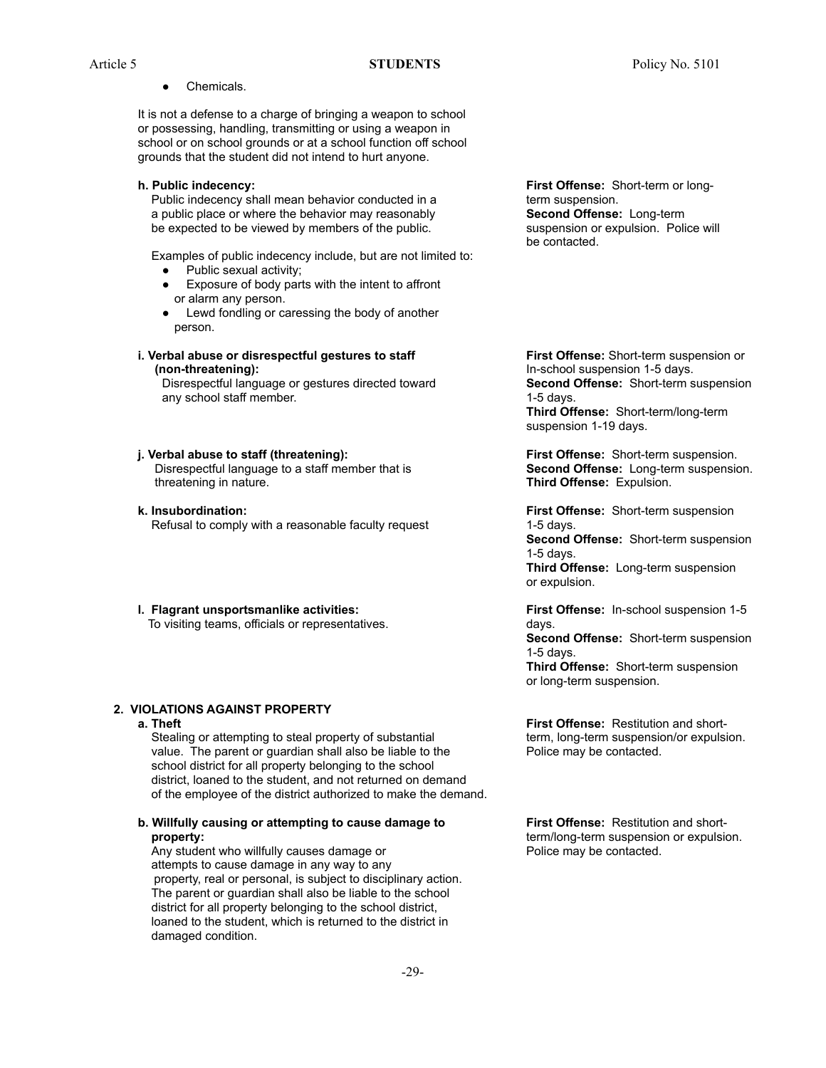- Chemicals.

It is not a defense to a charge of bringing a weapon to school or possessing, handling, transmitting or using a weapon in school or on school grounds or at a school function off school grounds that the student did not intend to hurt anyone.

**h. Public indecency:**
Public indecency shall mean behavior conducted in a a public place or where the behavior may reasonably be expected to be viewed by members of the public.

Examples of public indecency include, but are not limited to:

- Public sexual activity;
- Exposure of body parts with the intent to affront or alarm any person.
- Lewd fondling or caressing the body of another person.

**First Offense:** Short-term or long-term suspension.
**Second Offense:** Long-term suspension or expulsion. Police will be contacted.

**i. Verbal abuse or disrespectful gestures to staff (non-threatening):**
Disrespectful language or gestures directed toward any school staff member.

**First Offense:** Short-term suspension or In-school suspension 1-5 days.
**Second Offense:** Short-term suspension 1-5 days.
**Third Offense:** Short-term/long-term suspension 1-19 days.

**j. Verbal abuse to staff (threatening):**
Disrespectful language to a staff member that is threatening in nature.

**First Offense:** Short-term suspension.
**Second Offense:** Long-term suspension.
**Third Offense:** Expulsion.

**k. Insubordination:**
Refusal to comply with a reasonable faculty request

**First Offense:** Short-term suspension 1-5 days.
**Second Offense:** Short-term suspension 1-5 days.
**Third Offense:** Long-term suspension or expulsion.

**l. Flagrant unsportsmanlike activities:**
To visiting teams, officials or representatives.

**First Offense:** In-school suspension 1-5 days.
**Second Offense:** Short-term suspension 1-5 days.
**Third Offense:** Short-term suspension or long-term suspension.

**2. VIOLATIONS AGAINST PROPERTY**

**a. Theft**
Stealing or attempting to steal property of substantial value. The parent or guardian shall also be liable to the school district for all property belonging to the school district, loaned to the student, and not returned on demand of the employee of the district authorized to make the demand.

**First Offense:** Restitution and short-term, long-term suspension/or expulsion. Police may be contacted.

**b. Willfully causing or attempting to cause damage to property:**
Any student who willfully causes damage or attempts to cause damage in any way to any property, real or personal, is subject to disciplinary action. The parent or guardian shall also be liable to the school district for all property belonging to the school district, loaned to the student, which is returned to the district in damaged condition.

**First Offense:** Restitution and short-term/long-term suspension or expulsion. Police may be contacted.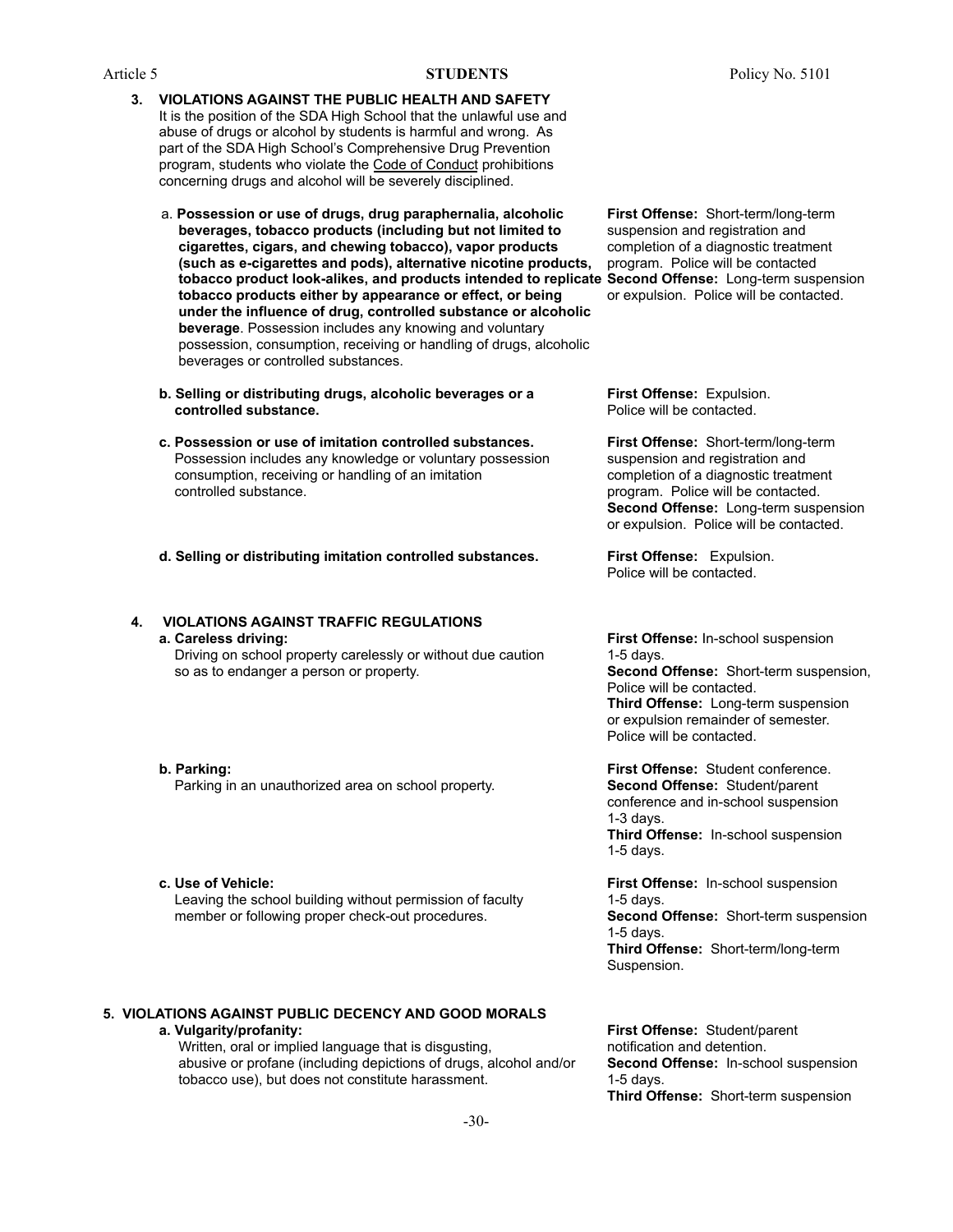### 3. VIOLATIONS AGAINST THE PUBLIC HEALTH AND SAFETY

It is the position of the SDA High School that the unlawful use and abuse of drugs or alcohol by students is harmful and wrong. As part of the SDA High School's Comprehensive Drug Prevention program, students who violate the Code of Conduct prohibitions concerning drugs and alcohol will be severely disciplined.

| Violation | Consequences |
| --- | --- |
| a. **Possession or use of drugs, drug paraphernalia, alcoholic beverages, tobacco products (including but not limited to cigarettes, cigars, and chewing tobacco), vapor products (such as e-cigarettes and pods), alternative nicotine products, tobacco product look-alikes, and products intended to replicate tobacco products either by appearance or effect, or being under the influence of drug, controlled substance or alcoholic beverage**. Possession includes any knowing and voluntary possession, consumption, receiving or handling of drugs, alcoholic beverages or controlled substances. | **First Offense:** Short-term/long-term suspension and registration and completion of a diagnostic treatment program. Police will be contacted **Second Offense:** Long-term suspension or expulsion. Police will be contacted. |
| **b. Selling or distributing drugs, alcoholic beverages or a controlled substance.** | **First Offense:** Expulsion. Police will be contacted. |
| **c. Possession or use of imitation controlled substances.** Possession includes any knowledge or voluntary possession consumption, receiving or handling of an imitation controlled substance. | **First Offense:** Short-term/long-term suspension and registration and completion of a diagnostic treatment program. Police will be contacted. **Second Offense:** Long-term suspension or expulsion. Police will be contacted. |
| **d. Selling or distributing imitation controlled substances.** | **First Offense:** Expulsion. Police will be contacted. |

### 4. VIOLATIONS AGAINST TRAFFIC REGULATIONS

| Violation | Consequences |
| --- | --- |
| **a. Careless driving:** Driving on school property carelessly or without due caution so as to endanger a person or property. | **First Offense:** In-school suspension 1-5 days. **Second Offense:** Short-term suspension, Police will be contacted. **Third Offense:** Long-term suspension or expulsion remainder of semester. Police will be contacted. |
| **b. Parking:** Parking in an unauthorized area on school property. | **First Offense:** Student conference. **Second Offense:** Student/parent conference and in-school suspension 1-3 days. **Third Offense:** In-school suspension 1-5 days. |
| **c. Use of Vehicle:** Leaving the school building without permission of faculty member or following proper check-out procedures. | **First Offense:** In-school suspension 1-5 days. **Second Offense:** Short-term suspension 1-5 days. **Third Offense:** Short-term/long-term Suspension. |

### 5. VIOLATIONS AGAINST PUBLIC DECENCY AND GOOD MORALS

| Violation | Consequences |
| --- | --- |
| **a. Vulgarity/profanity:** Written, oral or implied language that is disgusting, abusive or profane (including depictions of drugs, alcohol and/or tobacco use), but does not constitute harassment. | **First Offense:** Student/parent notification and detention. **Second Offense:** In-school suspension 1-5 days. **Third Offense:** Short-term suspension |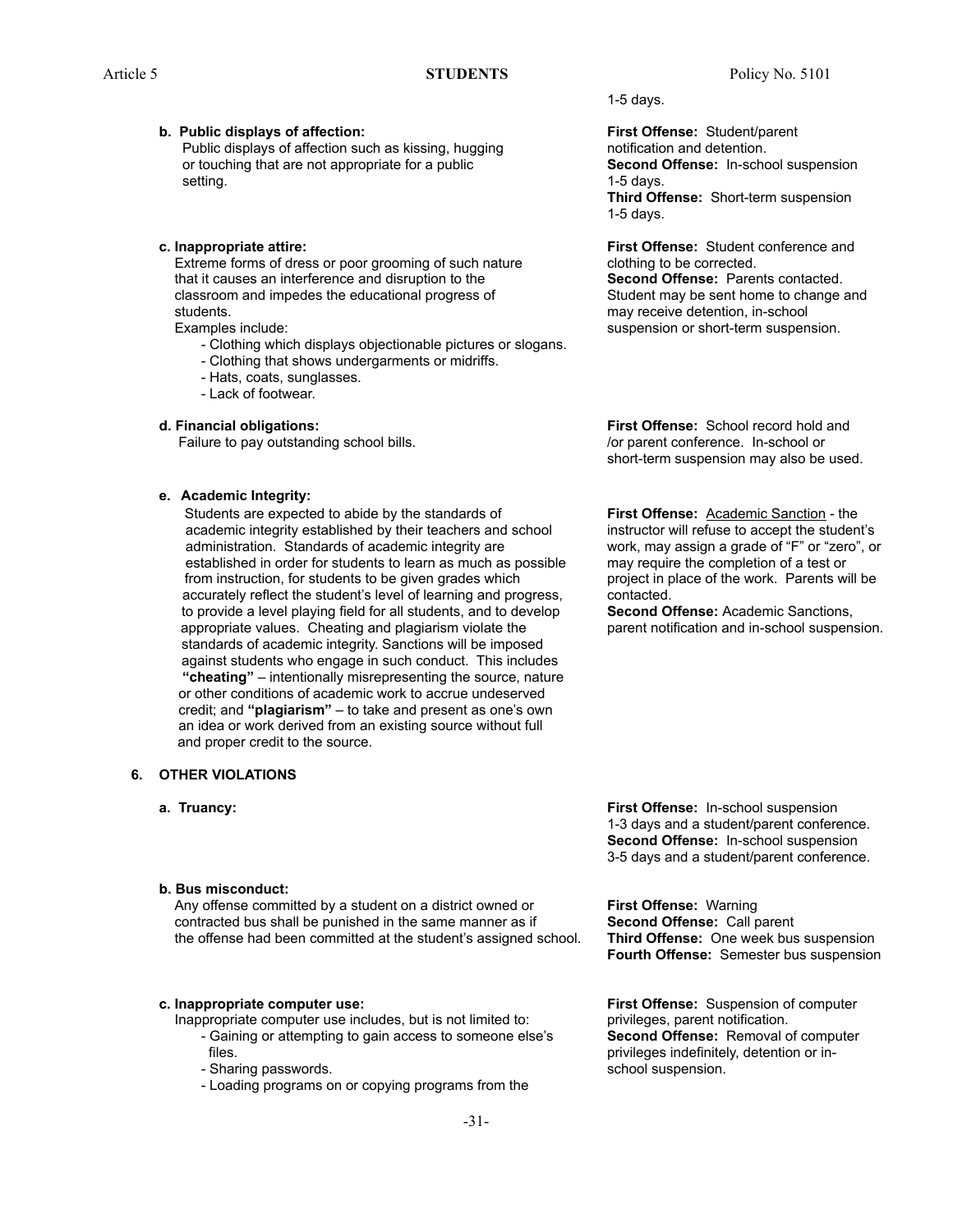1-5 days.

**b. Public displays of affection:**
Public displays of affection such as kissing, hugging or touching that are not appropriate for a public setting.

**First Offense:** Student/parent notification and detention.
**Second Offense:** In-school suspension 1-5 days.
**Third Offense:** Short-term suspension 1-5 days.

**c. Inappropriate attire:**
Extreme forms of dress or poor grooming of such nature that it causes an interference and disruption to the classroom and impedes the educational progress of students.
Examples include:

- Clothing which displays objectionable pictures or slogans.
- Clothing that shows undergarments or midriffs.
- Hats, coats, sunglasses.
- Lack of footwear.

**First Offense:** Student conference and clothing to be corrected.
**Second Offense:** Parents contacted. Student may be sent home to change and may receive detention, in-school suspension or short-term suspension.

**d. Financial obligations:**
Failure to pay outstanding school bills.

**First Offense:** School record hold and /or parent conference. In-school or short-term suspension may also be used.

**e. Academic Integrity:**
Students are expected to abide by the standards of academic integrity established by their teachers and school administration. Standards of academic integrity are established in order for students to learn as much as possible from instruction, for students to be given grades which accurately reflect the student's level of learning and progress, to provide a level playing field for all students, and to develop appropriate values. Cheating and plagiarism violate the standards of academic integrity. Sanctions will be imposed against students who engage in such conduct. This includes **"cheating"** – intentionally misrepresenting the source, nature or other conditions of academic work to accrue undeserved credit; and **"plagiarism"** – to take and present as one's own an idea or work derived from an existing source without full and proper credit to the source.

**First Offense:** Academic Sanction - the instructor will refuse to accept the student's work, may assign a grade of "F" or "zero", or may require the completion of a test or project in place of the work. Parents will be contacted.
**Second Offense:** Academic Sanctions, parent notification and in-school suspension.

### 6. OTHER VIOLATIONS

**a. Truancy:**

**First Offense:** In-school suspension 1-3 days and a student/parent conference.
**Second Offense:** In-school suspension 3-5 days and a student/parent conference.

**b. Bus misconduct:**
Any offense committed by a student on a district owned or contracted bus shall be punished in the same manner as if the offense had been committed at the student's assigned school.

**First Offense:** Warning
**Second Offense:** Call parent
**Third Offense:** One week bus suspension
**Fourth Offense:** Semester bus suspension

**c. Inappropriate computer use:**
Inappropriate computer use includes, but is not limited to:

- Gaining or attempting to gain access to someone else's files.
- Sharing passwords.
- Loading programs on or copying programs from the

**First Offense:** Suspension of computer privileges, parent notification.
**Second Offense:** Removal of computer privileges indefinitely, detention or in-school suspension.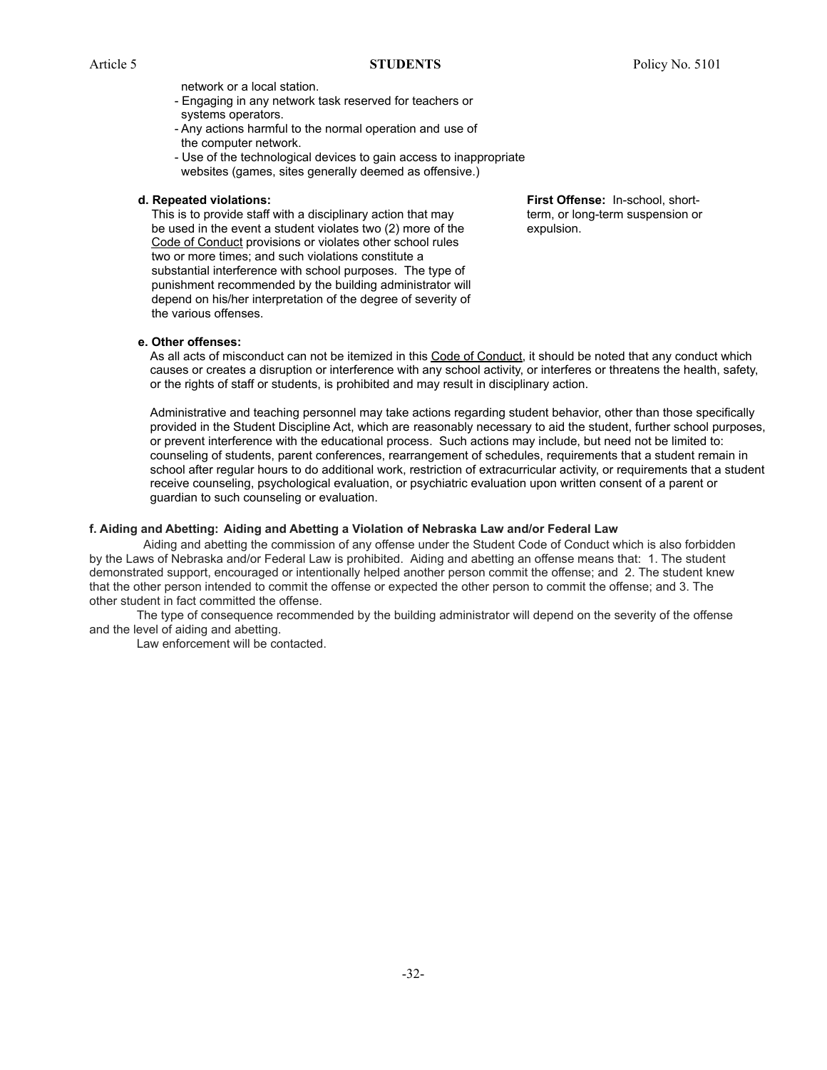network or a local station.
- Engaging in any network task reserved for teachers or systems operators.
- Any actions harmful to the normal operation and use of the computer network.
- Use of the technological devices to gain access to inappropriate websites (games, sites generally deemed as offensive.)

**d. Repeated violations:**

This is to provide staff with a disciplinary action that may be used in the event a student violates two (2) more of the Code of Conduct provisions or violates other school rules two or more times; and such violations constitute a substantial interference with school purposes. The type of punishment recommended by the building administrator will depend on his/her interpretation of the degree of severity of the various offenses.

**First Offense:** In-school, short-term, or long-term suspension or expulsion.

**e. Other offenses:**

As all acts of misconduct can not be itemized in this Code of Conduct, it should be noted that any conduct which causes or creates a disruption or interference with any school activity, or interferes or threatens the health, safety, or the rights of staff or students, is prohibited and may result in disciplinary action.

Administrative and teaching personnel may take actions regarding student behavior, other than those specifically provided in the Student Discipline Act, which are reasonably necessary to aid the student, further school purposes, or prevent interference with the educational process. Such actions may include, but need not be limited to: counseling of students, parent conferences, rearrangement of schedules, requirements that a student remain in school after regular hours to do additional work, restriction of extracurricular activity, or requirements that a student receive counseling, psychological evaluation, or psychiatric evaluation upon written consent of a parent or guardian to such counseling or evaluation.

**f. Aiding and Abetting: Aiding and Abetting a Violation of Nebraska Law and/or Federal Law**

Aiding and abetting the commission of any offense under the Student Code of Conduct which is also forbidden by the Laws of Nebraska and/or Federal Law is prohibited. Aiding and abetting an offense means that: 1. The student demonstrated support, encouraged or intentionally helped another person commit the offense; and 2. The student knew that the other person intended to commit the offense or expected the other person to commit the offense; and 3. The other student in fact committed the offense.

The type of consequence recommended by the building administrator will depend on the severity of the offense and the level of aiding and abetting.

Law enforcement will be contacted.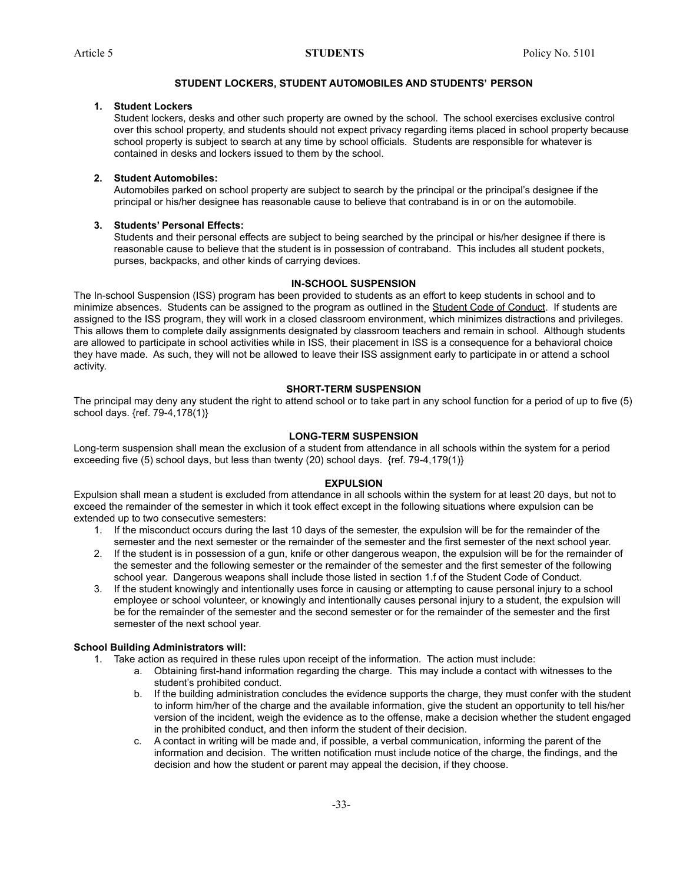## STUDENT LOCKERS, STUDENT AUTOMOBILES AND STUDENTS' PERSON

1. **Student Lockers**

   Student lockers, desks and other such property are owned by the school. The school exercises exclusive control over this school property, and students should not expect privacy regarding items placed in school property because school property is subject to search at any time by school officials. Students are responsible for whatever is contained in desks and lockers issued to them by the school.

2. **Student Automobiles:**

   Automobiles parked on school property are subject to search by the principal or the principal's designee if the principal or his/her designee has reasonable cause to believe that contraband is in or on the automobile.

3. **Students' Personal Effects:**

   Students and their personal effects are subject to being searched by the principal or his/her designee if there is reasonable cause to believe that the student is in possession of contraband. This includes all student pockets, purses, backpacks, and other kinds of carrying devices.

## IN-SCHOOL SUSPENSION

The In-school Suspension (ISS) program has been provided to students as an effort to keep students in school and to minimize absences. Students can be assigned to the program as outlined in the Student Code of Conduct. If students are assigned to the ISS program, they will work in a closed classroom environment, which minimizes distractions and privileges. This allows them to complete daily assignments designated by classroom teachers and remain in school. Although students are allowed to participate in school activities while in ISS, their placement in ISS is a consequence for a behavioral choice they have made. As such, they will not be allowed to leave their ISS assignment early to participate in or attend a school activity.

## SHORT-TERM SUSPENSION

The principal may deny any student the right to attend school or to take part in any school function for a period of up to five (5) school days. {ref. 79-4,178(1)}

## LONG-TERM SUSPENSION

Long-term suspension shall mean the exclusion of a student from attendance in all schools within the system for a period exceeding five (5) school days, but less than twenty (20) school days. {ref. 79-4,179(1)}

## EXPULSION

Expulsion shall mean a student is excluded from attendance in all schools within the system for at least 20 days, but not to exceed the remainder of the semester in which it took effect except in the following situations where expulsion can be extended up to two consecutive semesters:

1. If the misconduct occurs during the last 10 days of the semester, the expulsion will be for the remainder of the semester and the next semester or the remainder of the semester and the first semester of the next school year.
2. If the student is in possession of a gun, knife or other dangerous weapon, the expulsion will be for the remainder of the semester and the following semester or the remainder of the semester and the first semester of the following school year. Dangerous weapons shall include those listed in section 1.f of the Student Code of Conduct.
3. If the student knowingly and intentionally uses force in causing or attempting to cause personal injury to a school employee or school volunteer, or knowingly and intentionally causes personal injury to a student, the expulsion will be for the remainder of the semester and the second semester or for the remainder of the semester and the first semester of the next school year.

**School Building Administrators will:**

1. Take action as required in these rules upon receipt of the information. The action must include:
   a. Obtaining first-hand information regarding the charge. This may include a contact with witnesses to the student's prohibited conduct.
   b. If the building administration concludes the evidence supports the charge, they must confer with the student to inform him/her of the charge and the available information, give the student an opportunity to tell his/her version of the incident, weigh the evidence as to the offense, make a decision whether the student engaged in the prohibited conduct, and then inform the student of their decision.
   c. A contact in writing will be made and, if possible, a verbal communication, informing the parent of the information and decision. The written notification must include notice of the charge, the findings, and the decision and how the student or parent may appeal the decision, if they choose.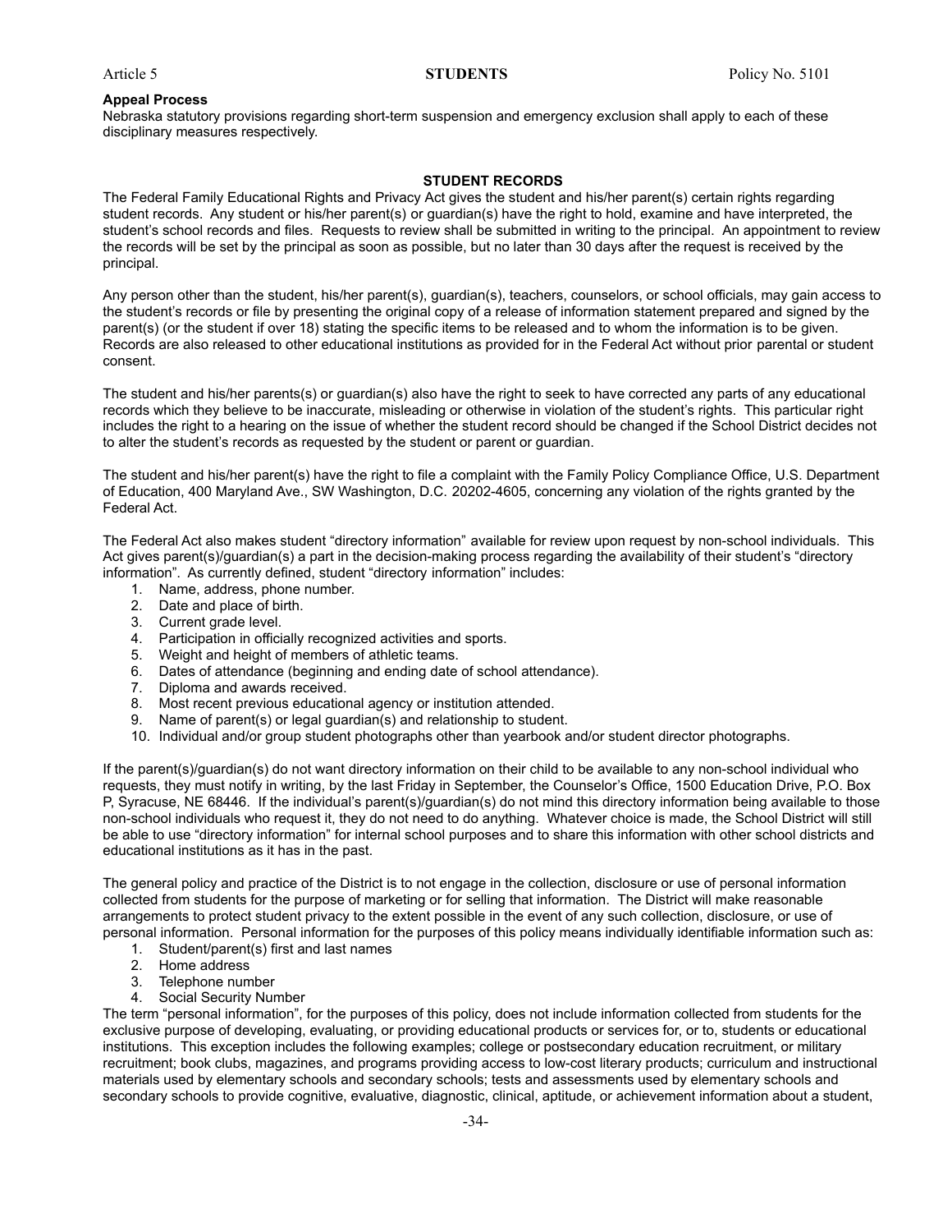**Appeal Process**
Nebraska statutory provisions regarding short-term suspension and emergency exclusion shall apply to each of these disciplinary measures respectively.

## STUDENT RECORDS

The Federal Family Educational Rights and Privacy Act gives the student and his/her parent(s) certain rights regarding student records. Any student or his/her parent(s) or guardian(s) have the right to hold, examine and have interpreted, the student's school records and files. Requests to review shall be submitted in writing to the principal. An appointment to review the records will be set by the principal as soon as possible, but no later than 30 days after the request is received by the principal.

Any person other than the student, his/her parent(s), guardian(s), teachers, counselors, or school officials, may gain access to the student's records or file by presenting the original copy of a release of information statement prepared and signed by the parent(s) (or the student if over 18) stating the specific items to be released and to whom the information is to be given. Records are also released to other educational institutions as provided for in the Federal Act without prior parental or student consent.

The student and his/her parents(s) or guardian(s) also have the right to seek to have corrected any parts of any educational records which they believe to be inaccurate, misleading or otherwise in violation of the student's rights. This particular right includes the right to a hearing on the issue of whether the student record should be changed if the School District decides not to alter the student's records as requested by the student or parent or guardian.

The student and his/her parent(s) have the right to file a complaint with the Family Policy Compliance Office, U.S. Department of Education, 400 Maryland Ave., SW Washington, D.C. 20202-4605, concerning any violation of the rights granted by the Federal Act.

The Federal Act also makes student "directory information" available for review upon request by non-school individuals. This Act gives parent(s)/guardian(s) a part in the decision-making process regarding the availability of their student's "directory information". As currently defined, student "directory information" includes:

1. Name, address, phone number.
2. Date and place of birth.
3. Current grade level.
4. Participation in officially recognized activities and sports.
5. Weight and height of members of athletic teams.
6. Dates of attendance (beginning and ending date of school attendance).
7. Diploma and awards received.
8. Most recent previous educational agency or institution attended.
9. Name of parent(s) or legal guardian(s) and relationship to student.
10. Individual and/or group student photographs other than yearbook and/or student director photographs.

If the parent(s)/guardian(s) do not want directory information on their child to be available to any non-school individual who requests, they must notify in writing, by the last Friday in September, the Counselor's Office, 1500 Education Drive, P.O. Box P, Syracuse, NE 68446. If the individual's parent(s)/guardian(s) do not mind this directory information being available to those non-school individuals who request it, they do not need to do anything. Whatever choice is made, the School District will still be able to use "directory information" for internal school purposes and to share this information with other school districts and educational institutions as it has in the past.

The general policy and practice of the District is to not engage in the collection, disclosure or use of personal information collected from students for the purpose of marketing or for selling that information. The District will make reasonable arrangements to protect student privacy to the extent possible in the event of any such collection, disclosure, or use of personal information. Personal information for the purposes of this policy means individually identifiable information such as:

1. Student/parent(s) first and last names
2. Home address
3. Telephone number
4. Social Security Number

The term "personal information", for the purposes of this policy, does not include information collected from students for the exclusive purpose of developing, evaluating, or providing educational products or services for, or to, students or educational institutions. This exception includes the following examples; college or postsecondary education recruitment, or military recruitment; book clubs, magazines, and programs providing access to low-cost literary products; curriculum and instructional materials used by elementary schools and secondary schools; tests and assessments used by elementary schools and secondary schools to provide cognitive, evaluative, diagnostic, clinical, aptitude, or achievement information about a student,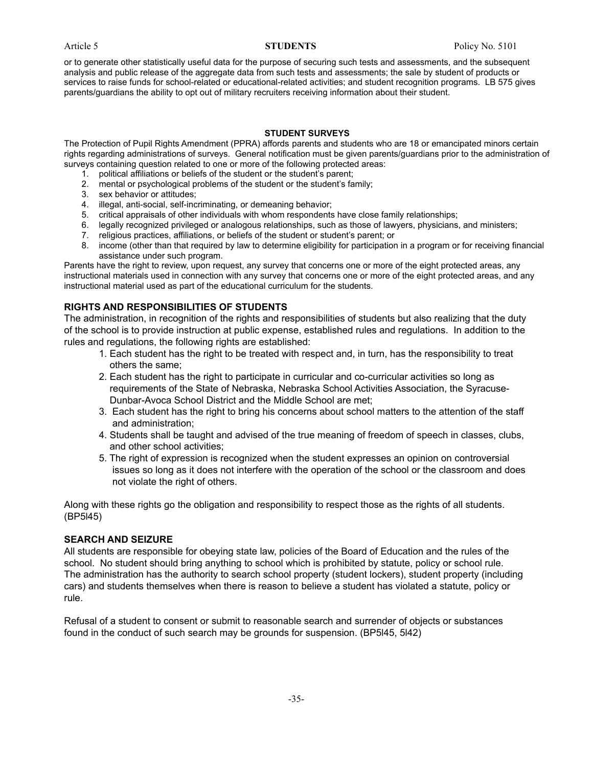or to generate other statistically useful data for the purpose of securing such tests and assessments, and the subsequent analysis and public release of the aggregate data from such tests and assessments; the sale by student of products or services to raise funds for school-related or educational-related activities; and student recognition programs. LB 575 gives parents/guardians the ability to opt out of military recruiters receiving information about their student.

### STUDENT SURVEYS

The Protection of Pupil Rights Amendment (PPRA) affords parents and students who are 18 or emancipated minors certain rights regarding administrations of surveys. General notification must be given parents/guardians prior to the administration of surveys containing question related to one or more of the following protected areas:

1. political affiliations or beliefs of the student or the student's parent;
2. mental or psychological problems of the student or the student's family;
3. sex behavior or attitudes;
4. illegal, anti-social, self-incriminating, or demeaning behavior;
5. critical appraisals of other individuals with whom respondents have close family relationships;
6. legally recognized privileged or analogous relationships, such as those of lawyers, physicians, and ministers;
7. religious practices, affiliations, or beliefs of the student or student's parent; or
8. income (other than that required by law to determine eligibility for participation in a program or for receiving financial assistance under such program.

Parents have the right to review, upon request, any survey that concerns one or more of the eight protected areas, any instructional materials used in connection with any survey that concerns one or more of the eight protected areas, and any instructional material used as part of the educational curriculum for the students.

### RIGHTS AND RESPONSIBILITIES OF STUDENTS

The administration, in recognition of the rights and responsibilities of students but also realizing that the duty of the school is to provide instruction at public expense, established rules and regulations. In addition to the rules and regulations, the following rights are established:

1. Each student has the right to be treated with respect and, in turn, has the responsibility to treat others the same;
2. Each student has the right to participate in curricular and co-curricular activities so long as requirements of the State of Nebraska, Nebraska School Activities Association, the Syracuse-Dunbar-Avoca School District and the Middle School are met;
3. Each student has the right to bring his concerns about school matters to the attention of the staff and administration;
4. Students shall be taught and advised of the true meaning of freedom of speech in classes, clubs, and other school activities;
5. The right of expression is recognized when the student expresses an opinion on controversial issues so long as it does not interfere with the operation of the school or the classroom and does not violate the right of others.

Along with these rights go the obligation and responsibility to respect those as the rights of all students. (BP5l45)

### SEARCH AND SEIZURE

All students are responsible for obeying state law, policies of the Board of Education and the rules of the school. No student should bring anything to school which is prohibited by statute, policy or school rule. The administration has the authority to search school property (student lockers), student property (including cars) and students themselves when there is reason to believe a student has violated a statute, policy or rule.

Refusal of a student to consent or submit to reasonable search and surrender of objects or substances found in the conduct of such search may be grounds for suspension. (BP5l45, 5l42)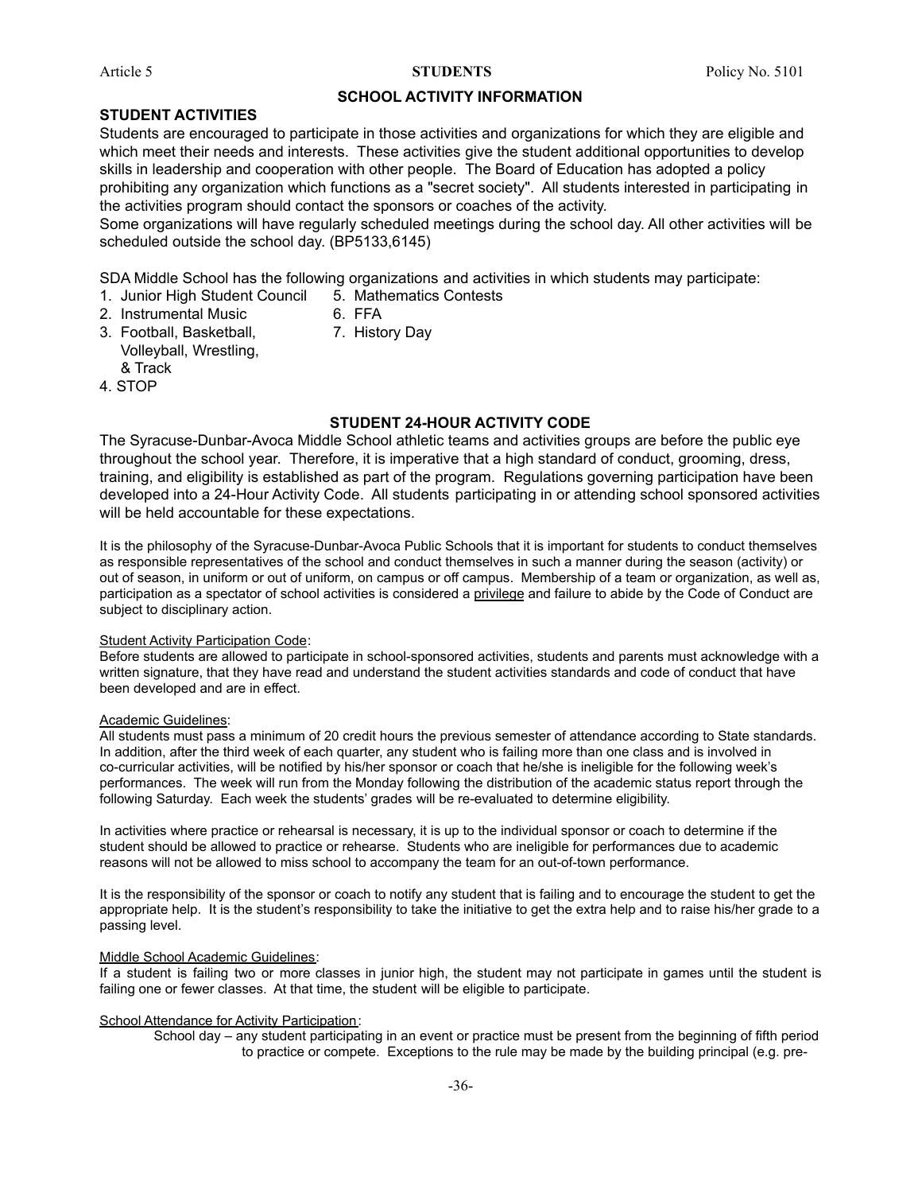## SCHOOL ACTIVITY INFORMATION

### STUDENT ACTIVITIES

Students are encouraged to participate in those activities and organizations for which they are eligible and which meet their needs and interests. These activities give the student additional opportunities to develop skills in leadership and cooperation with other people. The Board of Education has adopted a policy prohibiting any organization which functions as a "secret society". All students interested in participating in the activities program should contact the sponsors or coaches of the activity.
Some organizations will have regularly scheduled meetings during the school day. All other activities will be scheduled outside the school day. (BP5133,6145)

SDA Middle School has the following organizations and activities in which students may participate:

1. Junior High Student Council
2. Instrumental Music
3. Football, Basketball, Volleyball, Wrestling, & Track
4. STOP
5. Mathematics Contests
6. FFA
7. History Day

### STUDENT 24-HOUR ACTIVITY CODE

The Syracuse-Dunbar-Avoca Middle School athletic teams and activities groups are before the public eye throughout the school year. Therefore, it is imperative that a high standard of conduct, grooming, dress, training, and eligibility is established as part of the program. Regulations governing participation have been developed into a 24-Hour Activity Code. All students participating in or attending school sponsored activities will be held accountable for these expectations.

It is the philosophy of the Syracuse-Dunbar-Avoca Public Schools that it is important for students to conduct themselves as responsible representatives of the school and conduct themselves in such a manner during the season (activity) or out of season, in uniform or out of uniform, on campus or off campus. Membership of a team or organization, as well as, participation as a spectator of school activities is considered a privilege and failure to abide by the Code of Conduct are subject to disciplinary action.

Student Activity Participation Code:
Before students are allowed to participate in school-sponsored activities, students and parents must acknowledge with a written signature, that they have read and understand the student activities standards and code of conduct that have been developed and are in effect.

Academic Guidelines:
All students must pass a minimum of 20 credit hours the previous semester of attendance according to State standards. In addition, after the third week of each quarter, any student who is failing more than one class and is involved in co-curricular activities, will be notified by his/her sponsor or coach that he/she is ineligible for the following week's performances. The week will run from the Monday following the distribution of the academic status report through the following Saturday. Each week the students' grades will be re-evaluated to determine eligibility.

In activities where practice or rehearsal is necessary, it is up to the individual sponsor or coach to determine if the student should be allowed to practice or rehearse. Students who are ineligible for performances due to academic reasons will not be allowed to miss school to accompany the team for an out-of-town performance.

It is the responsibility of the sponsor or coach to notify any student that is failing and to encourage the student to get the appropriate help. It is the student's responsibility to take the initiative to get the extra help and to raise his/her grade to a passing level.

Middle School Academic Guidelines:
If a student is failing two or more classes in junior high, the student may not participate in games until the student is failing one or fewer classes. At that time, the student will be eligible to participate.

School Attendance for Activity Participation:
School day – any student participating in an event or practice must be present from the beginning of fifth period to practice or compete. Exceptions to the rule may be made by the building principal (e.g. pre-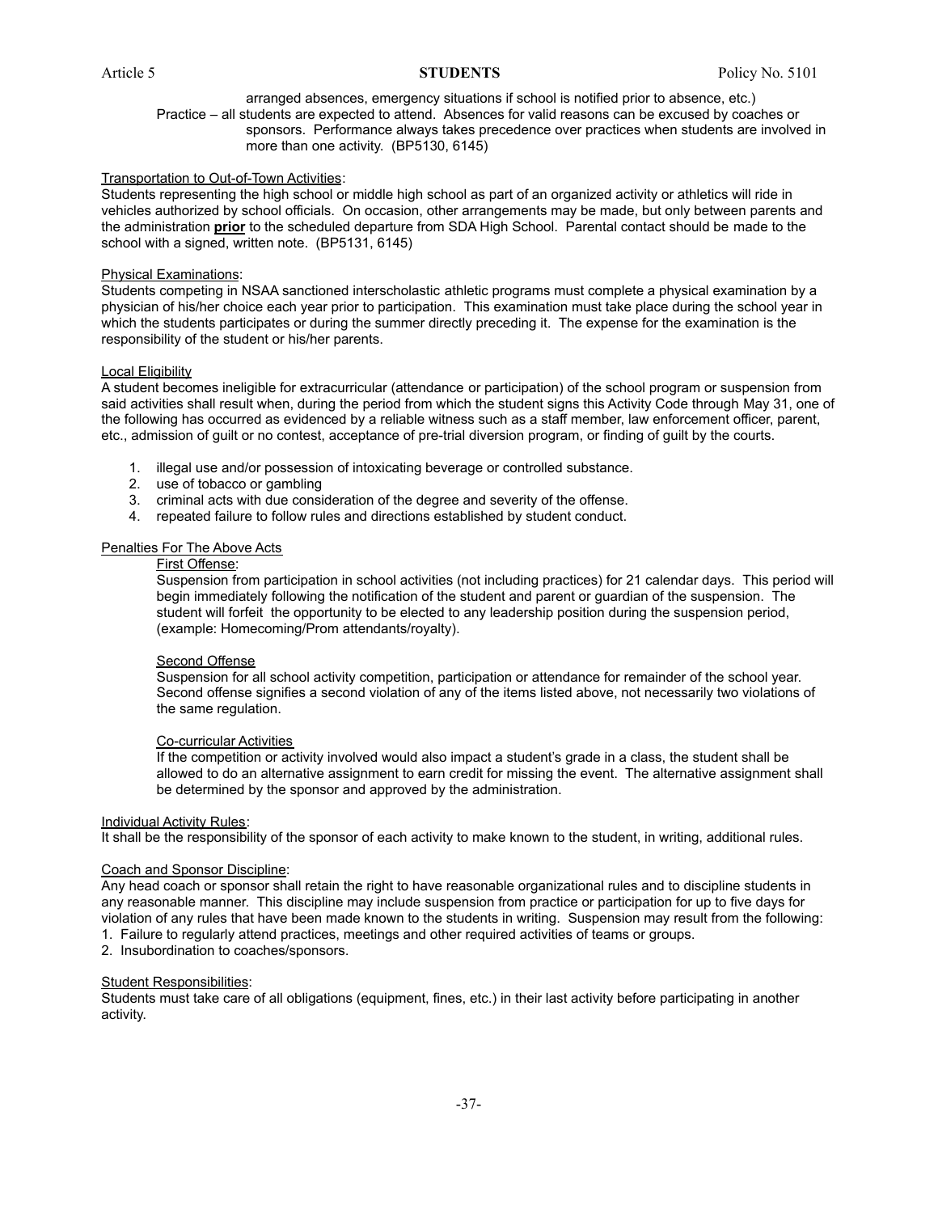arranged absences, emergency situations if school is notified prior to absence, etc.)

Practice – all students are expected to attend. Absences for valid reasons can be excused by coaches or sponsors. Performance always takes precedence over practices when students are involved in more than one activity. (BP5130, 6145)

Transportation to Out-of-Town Activities:
Students representing the high school or middle high school as part of an organized activity or athletics will ride in vehicles authorized by school officials. On occasion, other arrangements may be made, but only between parents and the administration **prior** to the scheduled departure from SDA High School. Parental contact should be made to the school with a signed, written note. (BP5131, 6145)

Physical Examinations:
Students competing in NSAA sanctioned interscholastic athletic programs must complete a physical examination by a physician of his/her choice each year prior to participation. This examination must take place during the school year in which the students participates or during the summer directly preceding it. The expense for the examination is the responsibility of the student or his/her parents.

Local Eligibility
A student becomes ineligible for extracurricular (attendance or participation) of the school program or suspension from said activities shall result when, during the period from which the student signs this Activity Code through May 31, one of the following has occurred as evidenced by a reliable witness such as a staff member, law enforcement officer, parent, etc., admission of guilt or no contest, acceptance of pre-trial diversion program, or finding of guilt by the courts.

1. illegal use and/or possession of intoxicating beverage or controlled substance.
2. use of tobacco or gambling
3. criminal acts with due consideration of the degree and severity of the offense.
4. repeated failure to follow rules and directions established by student conduct.

Penalties For The Above Acts

First Offense:
Suspension from participation in school activities (not including practices) for 21 calendar days. This period will begin immediately following the notification of the student and parent or guardian of the suspension. The student will forfeit the opportunity to be elected to any leadership position during the suspension period, (example: Homecoming/Prom attendants/royalty).

Second Offense
Suspension for all school activity competition, participation or attendance for remainder of the school year. Second offense signifies a second violation of any of the items listed above, not necessarily two violations of the same regulation.

Co-curricular Activities
If the competition or activity involved would also impact a student's grade in a class, the student shall be allowed to do an alternative assignment to earn credit for missing the event. The alternative assignment shall be determined by the sponsor and approved by the administration.

Individual Activity Rules:
It shall be the responsibility of the sponsor of each activity to make known to the student, in writing, additional rules.

Coach and Sponsor Discipline:
Any head coach or sponsor shall retain the right to have reasonable organizational rules and to discipline students in any reasonable manner. This discipline may include suspension from practice or participation for up to five days for violation of any rules that have been made known to the students in writing. Suspension may result from the following:
1. Failure to regularly attend practices, meetings and other required activities of teams or groups.
2. Insubordination to coaches/sponsors.

Student Responsibilities:
Students must take care of all obligations (equipment, fines, etc.) in their last activity before participating in another activity.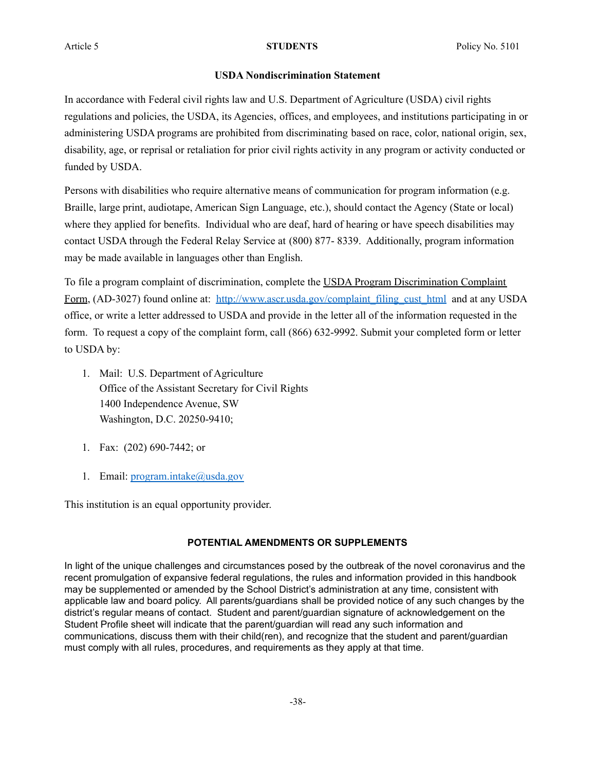## USDA Nondiscrimination Statement

In accordance with Federal civil rights law and U.S. Department of Agriculture (USDA) civil rights regulations and policies, the USDA, its Agencies, offices, and employees, and institutions participating in or administering USDA programs are prohibited from discriminating based on race, color, national origin, sex, disability, age, or reprisal or retaliation for prior civil rights activity in any program or activity conducted or funded by USDA.

Persons with disabilities who require alternative means of communication for program information (e.g. Braille, large print, audiotape, American Sign Language, etc.), should contact the Agency (State or local) where they applied for benefits. Individual who are deaf, hard of hearing or have speech disabilities may contact USDA through the Federal Relay Service at (800) 877- 8339. Additionally, program information may be made available in languages other than English.

To file a program complaint of discrimination, complete the USDA Program Discrimination Complaint Form, (AD-3027) found online at: http://www.ascr.usda.gov/complaint_filing_cust_html and at any USDA office, or write a letter addressed to USDA and provide in the letter all of the information requested in the form. To request a copy of the complaint form, call (866) 632-9992. Submit your completed form or letter to USDA by:

1. Mail: U.S. Department of Agriculture
   Office of the Assistant Secretary for Civil Rights
   1400 Independence Avenue, SW
   Washington, D.C. 20250-9410;

1. Fax: (202) 690-7442; or

1. Email: program.intake@usda.gov

This institution is an equal opportunity provider.

## POTENTIAL AMENDMENTS OR SUPPLEMENTS

In light of the unique challenges and circumstances posed by the outbreak of the novel coronavirus and the recent promulgation of expansive federal regulations, the rules and information provided in this handbook may be supplemented or amended by the School District's administration at any time, consistent with applicable law and board policy. All parents/guardians shall be provided notice of any such changes by the district's regular means of contact. Student and parent/guardian signature of acknowledgement on the Student Profile sheet will indicate that the parent/guardian will read any such information and communications, discuss them with their child(ren), and recognize that the student and parent/guardian must comply with all rules, procedures, and requirements as they apply at that time.